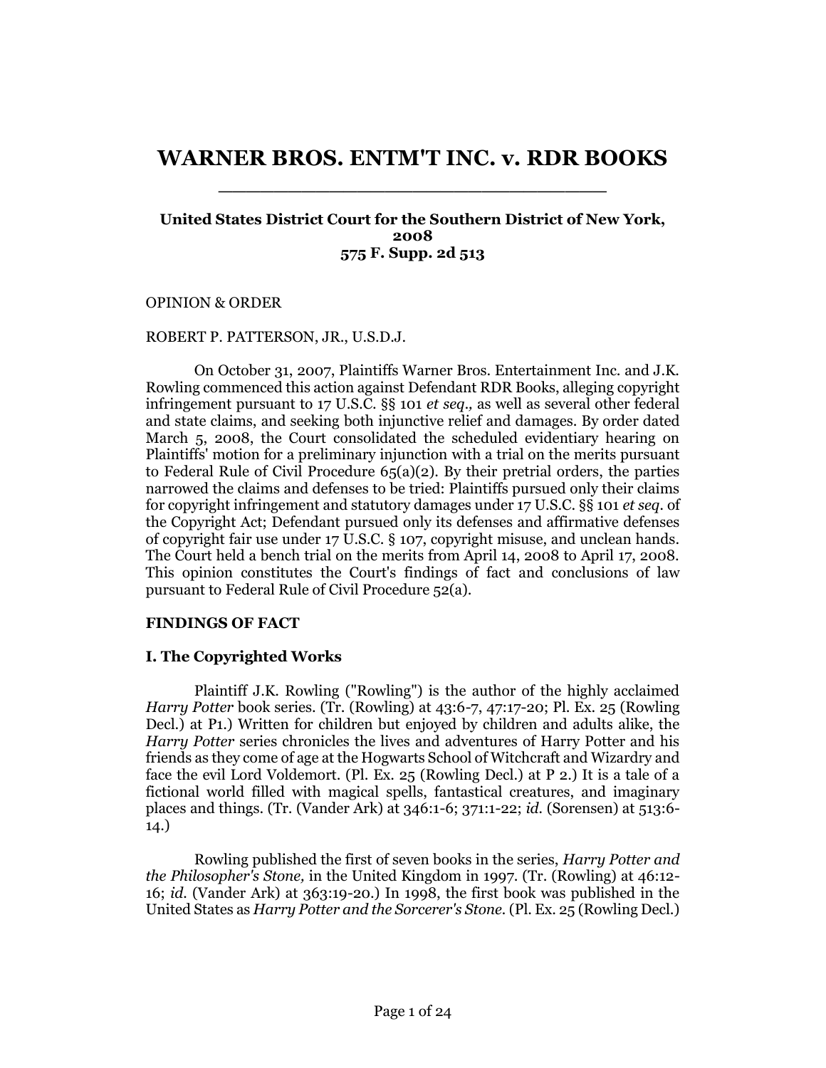# WARNER BROS. ENTM'T INC. v. RDR BOOKS

**United States District Court for the Southern District of New York, 2008**
**575 F. Supp. 2d 513**

OPINION & ORDER

ROBERT P. PATTERSON, JR., U.S.D.J.

On October 31, 2007, Plaintiffs Warner Bros. Entertainment Inc. and J.K. Rowling commenced this action against Defendant RDR Books, alleging copyright infringement pursuant to 17 U.S.C. §§ 101 *et seq.,* as well as several other federal and state claims, and seeking both injunctive relief and damages. By order dated March 5, 2008, the Court consolidated the scheduled evidentiary hearing on Plaintiffs' motion for a preliminary injunction with a trial on the merits pursuant to Federal Rule of Civil Procedure 65(a)(2). By their pretrial orders, the parties narrowed the claims and defenses to be tried: Plaintiffs pursued only their claims for copyright infringement and statutory damages under 17 U.S.C. §§ 101 *et seq.* of the Copyright Act; Defendant pursued only its defenses and affirmative defenses of copyright fair use under 17 U.S.C. § 107, copyright misuse, and unclean hands. The Court held a bench trial on the merits from April 14, 2008 to April 17, 2008. This opinion constitutes the Court's findings of fact and conclusions of law pursuant to Federal Rule of Civil Procedure 52(a).

**FINDINGS OF FACT**

**I. The Copyrighted Works**

Plaintiff J.K. Rowling ("Rowling") is the author of the highly acclaimed *Harry Potter* book series. (Tr. (Rowling) at 43:6-7, 47:17-20; Pl. Ex. 25 (Rowling Decl.) at P1.) Written for children but enjoyed by children and adults alike, the *Harry Potter* series chronicles the lives and adventures of Harry Potter and his friends as they come of age at the Hogwarts School of Witchcraft and Wizardry and face the evil Lord Voldemort. (Pl. Ex. 25 (Rowling Decl.) at P 2.) It is a tale of a fictional world filled with magical spells, fantastical creatures, and imaginary places and things. (Tr. (Vander Ark) at 346:1-6; 371:1-22; *id.* (Sorensen) at 513:6-14.)

Rowling published the first of seven books in the series, *Harry Potter and the Philosopher's Stone,* in the United Kingdom in 1997. (Tr. (Rowling) at 46:12-16; *id.* (Vander Ark) at 363:19-20.) In 1998, the first book was published in the United States as *Harry Potter and the Sorcerer's Stone.* (Pl. Ex. 25 (Rowling Decl.)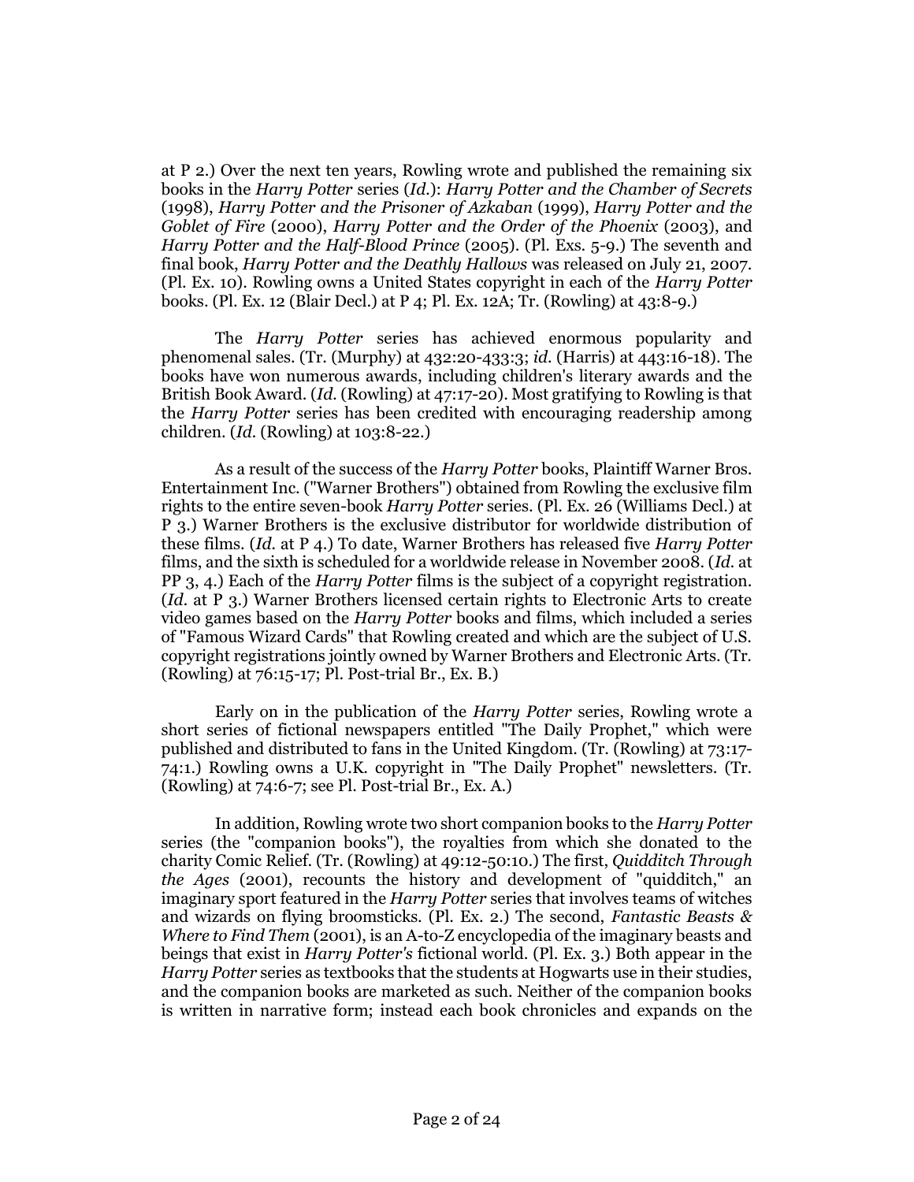at P 2.) Over the next ten years, Rowling wrote and published the remaining six books in the *Harry Potter* series (*Id.*): *Harry Potter and the Chamber of Secrets* (1998), *Harry Potter and the Prisoner of Azkaban* (1999), *Harry Potter and the Goblet of Fire* (2000), *Harry Potter and the Order of the Phoenix* (2003), and *Harry Potter and the Half-Blood Prince* (2005). (Pl. Exs. 5-9.) The seventh and final book, *Harry Potter and the Deathly Hallows* was released on July 21, 2007. (Pl. Ex. 10). Rowling owns a United States copyright in each of the *Harry Potter* books. (Pl. Ex. 12 (Blair Decl.) at P 4; Pl. Ex. 12A; Tr. (Rowling) at 43:8-9.)

The *Harry Potter* series has achieved enormous popularity and phenomenal sales. (Tr. (Murphy) at 432:20-433:3; *id.* (Harris) at 443:16-18). The books have won numerous awards, including children's literary awards and the British Book Award. (*Id.* (Rowling) at 47:17-20). Most gratifying to Rowling is that the *Harry Potter* series has been credited with encouraging readership among children. (*Id.* (Rowling) at 103:8-22.)

As a result of the success of the *Harry Potter* books, Plaintiff Warner Bros. Entertainment Inc. ("Warner Brothers") obtained from Rowling the exclusive film rights to the entire seven-book *Harry Potter* series. (Pl. Ex. 26 (Williams Decl.) at P 3.) Warner Brothers is the exclusive distributor for worldwide distribution of these films. (*Id.* at P 4.) To date, Warner Brothers has released five *Harry Potter* films, and the sixth is scheduled for a worldwide release in November 2008. (*Id.* at PP 3, 4.) Each of the *Harry Potter* films is the subject of a copyright registration. (*Id.* at P 3.) Warner Brothers licensed certain rights to Electronic Arts to create video games based on the *Harry Potter* books and films, which included a series of "Famous Wizard Cards" that Rowling created and which are the subject of U.S. copyright registrations jointly owned by Warner Brothers and Electronic Arts. (Tr. (Rowling) at 76:15-17; Pl. Post-trial Br., Ex. B.)

Early on in the publication of the *Harry Potter* series, Rowling wrote a short series of fictional newspapers entitled "The Daily Prophet," which were published and distributed to fans in the United Kingdom. (Tr. (Rowling) at 73:17-74:1.) Rowling owns a U.K. copyright in "The Daily Prophet" newsletters. (Tr. (Rowling) at 74:6-7; see Pl. Post-trial Br., Ex. A.)

In addition, Rowling wrote two short companion books to the *Harry Potter* series (the "companion books"), the royalties from which she donated to the charity Comic Relief. (Tr. (Rowling) at 49:12-50:10.) The first, *Quidditch Through the Ages* (2001), recounts the history and development of "quidditch," an imaginary sport featured in the *Harry Potter* series that involves teams of witches and wizards on flying broomsticks. (Pl. Ex. 2.) The second, *Fantastic Beasts & Where to Find Them* (2001), is an A-to-Z encyclopedia of the imaginary beasts and beings that exist in *Harry Potter's* fictional world. (Pl. Ex. 3.) Both appear in the *Harry Potter* series as textbooks that the students at Hogwarts use in their studies, and the companion books are marketed as such. Neither of the companion books is written in narrative form; instead each book chronicles and expands on the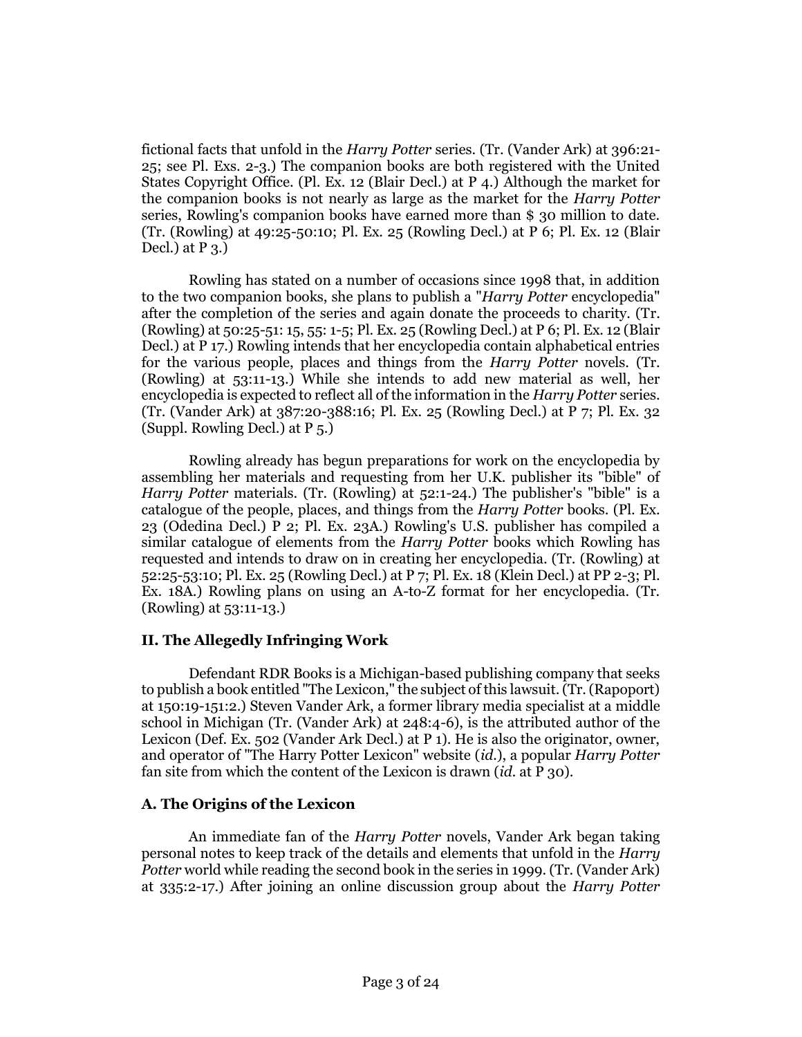fictional facts that unfold in the *Harry Potter* series. (Tr. (Vander Ark) at 396:21-25; see Pl. Exs. 2-3.) The companion books are both registered with the United States Copyright Office. (Pl. Ex. 12 (Blair Decl.) at P 4.) Although the market for the companion books is not nearly as large as the market for the *Harry Potter* series, Rowling's companion books have earned more than $ 30 million to date. (Tr. (Rowling) at 49:25-50:10; Pl. Ex. 25 (Rowling Decl.) at P 6; Pl. Ex. 12 (Blair Decl.) at P 3.)

Rowling has stated on a number of occasions since 1998 that, in addition to the two companion books, she plans to publish a "*Harry Potter* encyclopedia" after the completion of the series and again donate the proceeds to charity. (Tr. (Rowling) at 50:25-51: 15, 55: 1-5; Pl. Ex. 25 (Rowling Decl.) at P 6; Pl. Ex. 12 (Blair Decl.) at P 17.) Rowling intends that her encyclopedia contain alphabetical entries for the various people, places and things from the *Harry Potter* novels. (Tr. (Rowling) at 53:11-13.) While she intends to add new material as well, her encyclopedia is expected to reflect all of the information in the *Harry Potter* series. (Tr. (Vander Ark) at 387:20-388:16; Pl. Ex. 25 (Rowling Decl.) at P 7; Pl. Ex. 32 (Suppl. Rowling Decl.) at P 5.)

Rowling already has begun preparations for work on the encyclopedia by assembling her materials and requesting from her U.K. publisher its "bible" of *Harry Potter* materials. (Tr. (Rowling) at 52:1-24.) The publisher's "bible" is a catalogue of the people, places, and things from the *Harry Potter* books. (Pl. Ex. 23 (Odedina Decl.) P 2; Pl. Ex. 23A.) Rowling's U.S. publisher has compiled a similar catalogue of elements from the *Harry Potter* books which Rowling has requested and intends to draw on in creating her encyclopedia. (Tr. (Rowling) at 52:25-53:10; Pl. Ex. 25 (Rowling Decl.) at P 7; Pl. Ex. 18 (Klein Decl.) at PP 2-3; Pl. Ex. 18A.) Rowling plans on using an A-to-Z format for her encyclopedia. (Tr. (Rowling) at 53:11-13.)

### II. The Allegedly Infringing Work

Defendant RDR Books is a Michigan-based publishing company that seeks to publish a book entitled "The Lexicon," the subject of this lawsuit. (Tr. (Rapoport) at 150:19-151:2.) Steven Vander Ark, a former library media specialist at a middle school in Michigan (Tr. (Vander Ark) at 248:4-6), is the attributed author of the Lexicon (Def. Ex. 502 (Vander Ark Decl.) at P 1). He is also the originator, owner, and operator of "The Harry Potter Lexicon" website (*id.*), a popular *Harry Potter* fan site from which the content of the Lexicon is drawn (*id.* at P 30).

### A. The Origins of the Lexicon

An immediate fan of the *Harry Potter* novels, Vander Ark began taking personal notes to keep track of the details and elements that unfold in the *Harry Potter* world while reading the second book in the series in 1999. (Tr. (Vander Ark) at 335:2-17.) After joining an online discussion group about the *Harry Potter*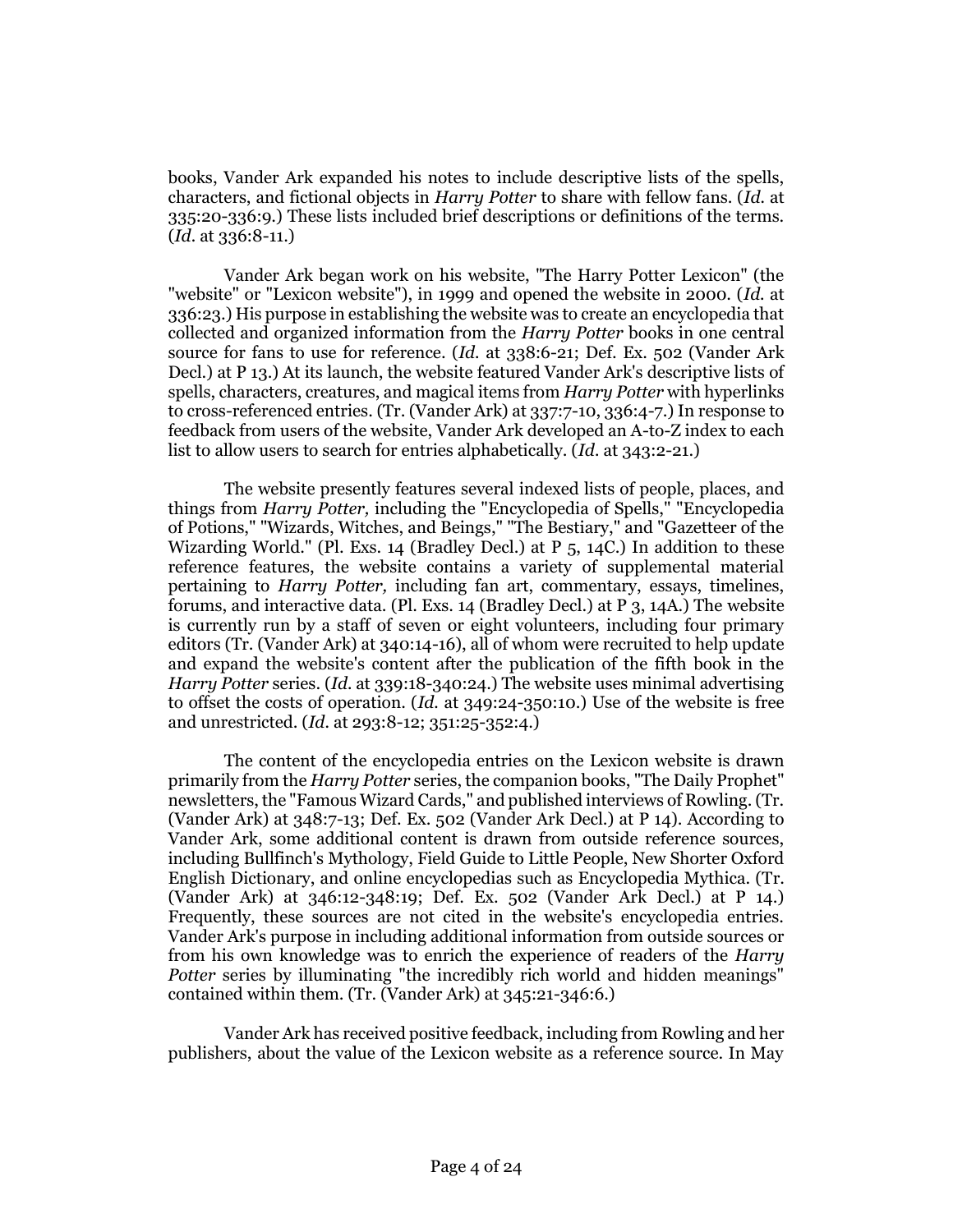books, Vander Ark expanded his notes to include descriptive lists of the spells, characters, and fictional objects in *Harry Potter* to share with fellow fans. (*Id.* at 335:20-336:9.) These lists included brief descriptions or definitions of the terms. (*Id.* at 336:8-11.)

Vander Ark began work on his website, "The Harry Potter Lexicon" (the "website" or "Lexicon website"), in 1999 and opened the website in 2000. (*Id.* at 336:23.) His purpose in establishing the website was to create an encyclopedia that collected and organized information from the *Harry Potter* books in one central source for fans to use for reference. (*Id.* at 338:6-21; Def. Ex. 502 (Vander Ark Decl.) at P 13.) At its launch, the website featured Vander Ark's descriptive lists of spells, characters, creatures, and magical items from *Harry Potter* with hyperlinks to cross-referenced entries. (Tr. (Vander Ark) at 337:7-10, 336:4-7.) In response to feedback from users of the website, Vander Ark developed an A-to-Z index to each list to allow users to search for entries alphabetically. (*Id.* at 343:2-21.)

The website presently features several indexed lists of people, places, and things from *Harry Potter,* including the "Encyclopedia of Spells," "Encyclopedia of Potions," "Wizards, Witches, and Beings," "The Bestiary," and "Gazetteer of the Wizarding World." (Pl. Exs. 14 (Bradley Decl.) at P 5, 14C.) In addition to these reference features, the website contains a variety of supplemental material pertaining to *Harry Potter,* including fan art, commentary, essays, timelines, forums, and interactive data. (Pl. Exs. 14 (Bradley Decl.) at P 3, 14A.) The website is currently run by a staff of seven or eight volunteers, including four primary editors (Tr. (Vander Ark) at 340:14-16), all of whom were recruited to help update and expand the website's content after the publication of the fifth book in the *Harry Potter* series. (*Id.* at 339:18-340:24.) The website uses minimal advertising to offset the costs of operation. (*Id.* at 349:24-350:10.) Use of the website is free and unrestricted. (*Id.* at 293:8-12; 351:25-352:4.)

The content of the encyclopedia entries on the Lexicon website is drawn primarily from the *Harry Potter* series, the companion books, "The Daily Prophet" newsletters, the "Famous Wizard Cards," and published interviews of Rowling. (Tr. (Vander Ark) at 348:7-13; Def. Ex. 502 (Vander Ark Decl.) at P 14). According to Vander Ark, some additional content is drawn from outside reference sources, including Bullfinch's Mythology, Field Guide to Little People, New Shorter Oxford English Dictionary, and online encyclopedias such as Encyclopedia Mythica. (Tr. (Vander Ark) at 346:12-348:19; Def. Ex. 502 (Vander Ark Decl.) at P 14.) Frequently, these sources are not cited in the website's encyclopedia entries. Vander Ark's purpose in including additional information from outside sources or from his own knowledge was to enrich the experience of readers of the *Harry Potter* series by illuminating "the incredibly rich world and hidden meanings" contained within them. (Tr. (Vander Ark) at 345:21-346:6.)

Vander Ark has received positive feedback, including from Rowling and her publishers, about the value of the Lexicon website as a reference source. In May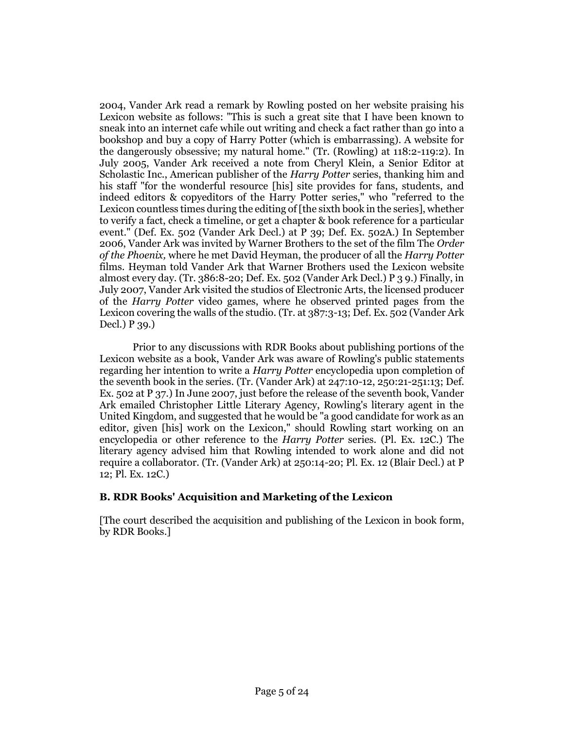2004, Vander Ark read a remark by Rowling posted on her website praising his Lexicon website as follows: "This is such a great site that I have been known to sneak into an internet cafe while out writing and check a fact rather than go into a bookshop and buy a copy of Harry Potter (which is embarrassing). A website for the dangerously obsessive; my natural home." (Tr. (Rowling) at 118:2-119:2). In July 2005, Vander Ark received a note from Cheryl Klein, a Senior Editor at Scholastic Inc., American publisher of the *Harry Potter* series, thanking him and his staff "for the wonderful resource [his] site provides for fans, students, and indeed editors & copyeditors of the Harry Potter series," who "referred to the Lexicon countless times during the editing of [the sixth book in the series], whether to verify a fact, check a timeline, or get a chapter & book reference for a particular event." (Def. Ex. 502 (Vander Ark Decl.) at P 39; Def. Ex. 502A.) In September 2006, Vander Ark was invited by Warner Brothers to the set of the film The *Order of the Phoenix,* where he met David Heyman, the producer of all the *Harry Potter* films. Heyman told Vander Ark that Warner Brothers used the Lexicon website almost every day. (Tr. 386:8-20; Def. Ex. 502 (Vander Ark Decl.) P 3 9.) Finally, in July 2007, Vander Ark visited the studios of Electronic Arts, the licensed producer of the *Harry Potter* video games, where he observed printed pages from the Lexicon covering the walls of the studio. (Tr. at 387:3-13; Def. Ex. 502 (Vander Ark Decl.) P 39.)

Prior to any discussions with RDR Books about publishing portions of the Lexicon website as a book, Vander Ark was aware of Rowling's public statements regarding her intention to write a *Harry Potter* encyclopedia upon completion of the seventh book in the series. (Tr. (Vander Ark) at 247:10-12, 250:21-251:13; Def. Ex. 502 at P 37.) In June 2007, just before the release of the seventh book, Vander Ark emailed Christopher Little Literary Agency, Rowling's literary agent in the United Kingdom, and suggested that he would be "a good candidate for work as an editor, given [his] work on the Lexicon," should Rowling start working on an encyclopedia or other reference to the *Harry Potter* series. (Pl. Ex. 12C.) The literary agency advised him that Rowling intended to work alone and did not require a collaborator. (Tr. (Vander Ark) at 250:14-20; Pl. Ex. 12 (Blair Decl.) at P 12; Pl. Ex. 12C.)

### B. RDR Books' Acquisition and Marketing of the Lexicon

[The court described the acquisition and publishing of the Lexicon in book form, by RDR Books.]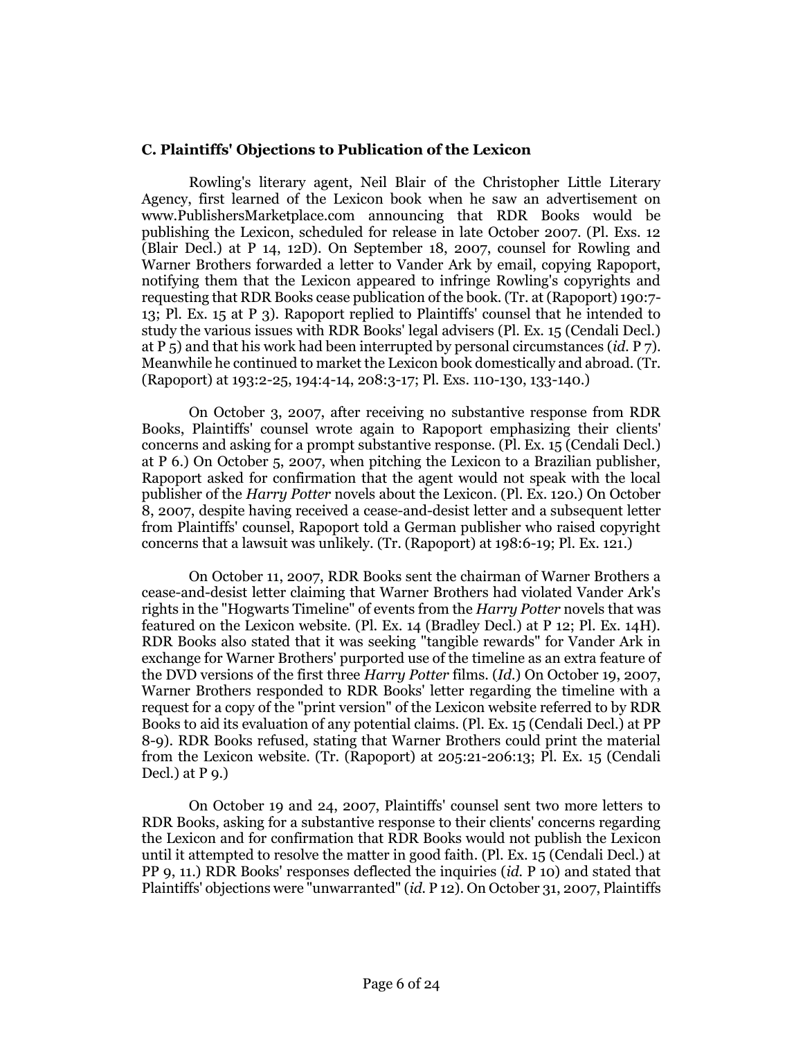### C. Plaintiffs' Objections to Publication of the Lexicon

Rowling's literary agent, Neil Blair of the Christopher Little Literary Agency, first learned of the Lexicon book when he saw an advertisement on www.PublishersMarketplace.com announcing that RDR Books would be publishing the Lexicon, scheduled for release in late October 2007. (Pl. Exs. 12 (Blair Decl.) at P 14, 12D). On September 18, 2007, counsel for Rowling and Warner Brothers forwarded a letter to Vander Ark by email, copying Rapoport, notifying them that the Lexicon appeared to infringe Rowling's copyrights and requesting that RDR Books cease publication of the book. (Tr. at (Rapoport) 190:7-13; Pl. Ex. 15 at P 3). Rapoport replied to Plaintiffs' counsel that he intended to study the various issues with RDR Books' legal advisers (Pl. Ex. 15 (Cendali Decl.) at P 5) and that his work had been interrupted by personal circumstances (*id.* P 7). Meanwhile he continued to market the Lexicon book domestically and abroad. (Tr. (Rapoport) at 193:2-25, 194:4-14, 208:3-17; Pl. Exs. 110-130, 133-140.)

On October 3, 2007, after receiving no substantive response from RDR Books, Plaintiffs' counsel wrote again to Rapoport emphasizing their clients' concerns and asking for a prompt substantive response. (Pl. Ex. 15 (Cendali Decl.) at P 6.) On October 5, 2007, when pitching the Lexicon to a Brazilian publisher, Rapoport asked for confirmation that the agent would not speak with the local publisher of the *Harry Potter* novels about the Lexicon. (Pl. Ex. 120.) On October 8, 2007, despite having received a cease-and-desist letter and a subsequent letter from Plaintiffs' counsel, Rapoport told a German publisher who raised copyright concerns that a lawsuit was unlikely. (Tr. (Rapoport) at 198:6-19; Pl. Ex. 121.)

On October 11, 2007, RDR Books sent the chairman of Warner Brothers a cease-and-desist letter claiming that Warner Brothers had violated Vander Ark's rights in the "Hogwarts Timeline" of events from the *Harry Potter* novels that was featured on the Lexicon website. (Pl. Ex. 14 (Bradley Decl.) at P 12; Pl. Ex. 14H). RDR Books also stated that it was seeking "tangible rewards" for Vander Ark in exchange for Warner Brothers' purported use of the timeline as an extra feature of the DVD versions of the first three *Harry Potter* films. (*Id.*) On October 19, 2007, Warner Brothers responded to RDR Books' letter regarding the timeline with a request for a copy of the "print version" of the Lexicon website referred to by RDR Books to aid its evaluation of any potential claims. (Pl. Ex. 15 (Cendali Decl.) at PP 8-9). RDR Books refused, stating that Warner Brothers could print the material from the Lexicon website. (Tr. (Rapoport) at 205:21-206:13; Pl. Ex. 15 (Cendali Decl.) at P 9.)

On October 19 and 24, 2007, Plaintiffs' counsel sent two more letters to RDR Books, asking for a substantive response to their clients' concerns regarding the Lexicon and for confirmation that RDR Books would not publish the Lexicon until it attempted to resolve the matter in good faith. (Pl. Ex. 15 (Cendali Decl.) at PP 9, 11.) RDR Books' responses deflected the inquiries (*id.* P 10) and stated that Plaintiffs' objections were "unwarranted" (*id.* P 12). On October 31, 2007, Plaintiffs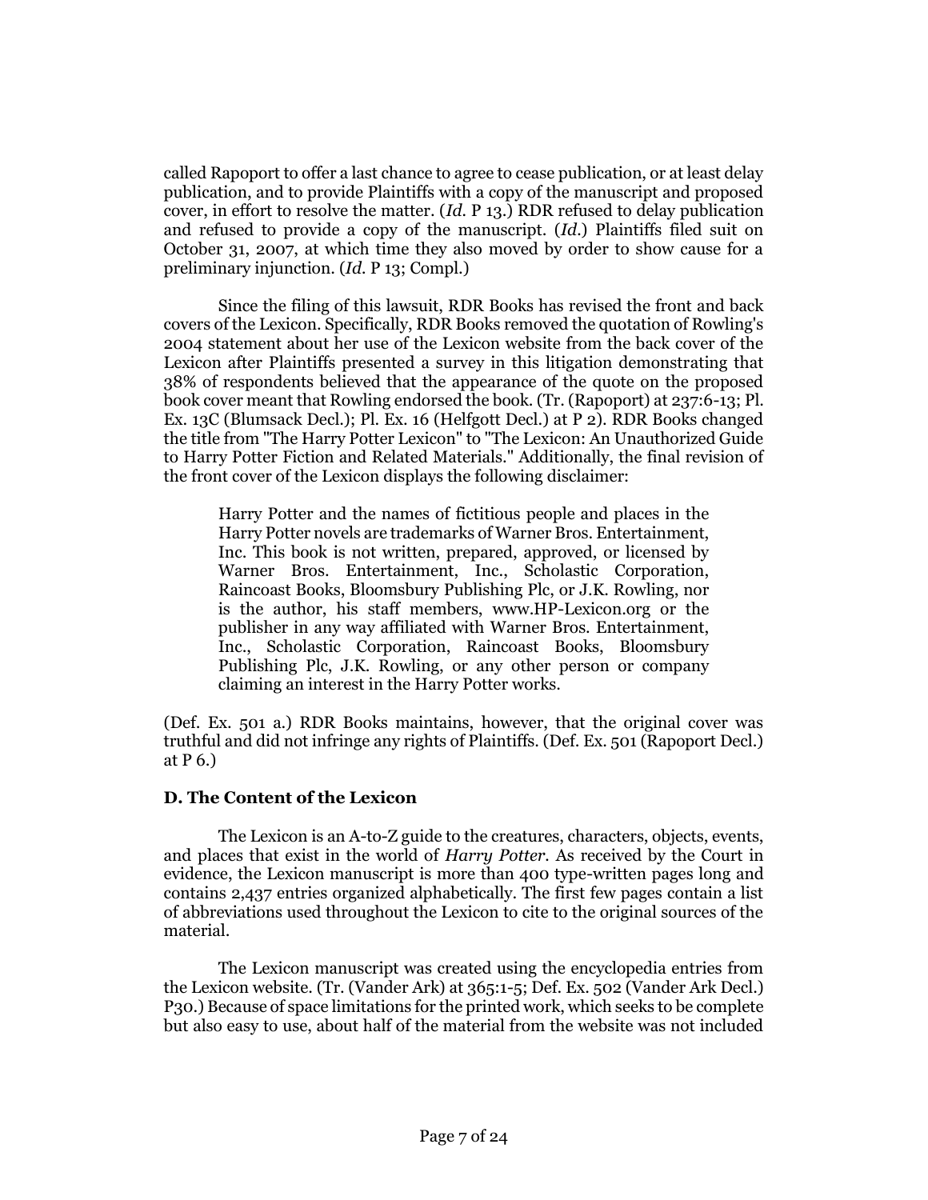called Rapoport to offer a last chance to agree to cease publication, or at least delay publication, and to provide Plaintiffs with a copy of the manuscript and proposed cover, in effort to resolve the matter. (*Id.* P 13.) RDR refused to delay publication and refused to provide a copy of the manuscript. (*Id.*) Plaintiffs filed suit on October 31, 2007, at which time they also moved by order to show cause for a preliminary injunction. (*Id.* P 13; Compl.)

Since the filing of this lawsuit, RDR Books has revised the front and back covers of the Lexicon. Specifically, RDR Books removed the quotation of Rowling's 2004 statement about her use of the Lexicon website from the back cover of the Lexicon after Plaintiffs presented a survey in this litigation demonstrating that 38% of respondents believed that the appearance of the quote on the proposed book cover meant that Rowling endorsed the book. (Tr. (Rapoport) at 237:6-13; Pl. Ex. 13C (Blumsack Decl.); Pl. Ex. 16 (Helfgott Decl.) at P 2). RDR Books changed the title from "The Harry Potter Lexicon" to "The Lexicon: An Unauthorized Guide to Harry Potter Fiction and Related Materials." Additionally, the final revision of the front cover of the Lexicon displays the following disclaimer:

> Harry Potter and the names of fictitious people and places in the Harry Potter novels are trademarks of Warner Bros. Entertainment, Inc. This book is not written, prepared, approved, or licensed by Warner Bros. Entertainment, Inc., Scholastic Corporation, Raincoast Books, Bloomsbury Publishing Plc, or J.K. Rowling, nor is the author, his staff members, www.HP-Lexicon.org or the publisher in any way affiliated with Warner Bros. Entertainment, Inc., Scholastic Corporation, Raincoast Books, Bloomsbury Publishing Plc, J.K. Rowling, or any other person or company claiming an interest in the Harry Potter works.

(Def. Ex. 501 a.) RDR Books maintains, however, that the original cover was truthful and did not infringe any rights of Plaintiffs. (Def. Ex. 501 (Rapoport Decl.) at P 6.)

### D. The Content of the Lexicon

The Lexicon is an A-to-Z guide to the creatures, characters, objects, events, and places that exist in the world of *Harry Potter*. As received by the Court in evidence, the Lexicon manuscript is more than 400 type-written pages long and contains 2,437 entries organized alphabetically. The first few pages contain a list of abbreviations used throughout the Lexicon to cite to the original sources of the material.

The Lexicon manuscript was created using the encyclopedia entries from the Lexicon website. (Tr. (Vander Ark) at 365:1-5; Def. Ex. 502 (Vander Ark Decl.) P30.) Because of space limitations for the printed work, which seeks to be complete but also easy to use, about half of the material from the website was not included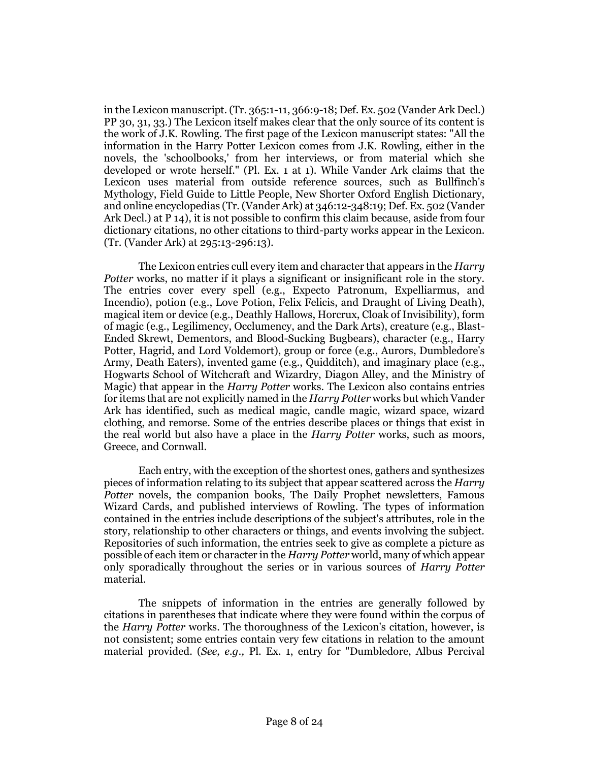in the Lexicon manuscript. (Tr. 365:1-11, 366:9-18; Def. Ex. 502 (Vander Ark Decl.) PP 30, 31, 33.) The Lexicon itself makes clear that the only source of its content is the work of J.K. Rowling. The first page of the Lexicon manuscript states: "All the information in the Harry Potter Lexicon comes from J.K. Rowling, either in the novels, the 'schoolbooks,' from her interviews, or from material which she developed or wrote herself." (Pl. Ex. 1 at 1). While Vander Ark claims that the Lexicon uses material from outside reference sources, such as Bullfinch's Mythology, Field Guide to Little People, New Shorter Oxford English Dictionary, and online encyclopedias (Tr. (Vander Ark) at 346:12-348:19; Def. Ex. 502 (Vander Ark Decl.) at P 14), it is not possible to confirm this claim because, aside from four dictionary citations, no other citations to third-party works appear in the Lexicon. (Tr. (Vander Ark) at 295:13-296:13).

The Lexicon entries cull every item and character that appears in the *Harry Potter* works, no matter if it plays a significant or insignificant role in the story. The entries cover every spell (e.g., Expecto Patronum, Expelliarmus, and Incendio), potion (e.g., Love Potion, Felix Felicis, and Draught of Living Death), magical item or device (e.g., Deathly Hallows, Horcrux, Cloak of Invisibility), form of magic (e.g., Legilimency, Occlumency, and the Dark Arts), creature (e.g., Blast-Ended Skrewt, Dementors, and Blood-Sucking Bugbears), character (e.g., Harry Potter, Hagrid, and Lord Voldemort), group or force (e.g., Aurors, Dumbledore's Army, Death Eaters), invented game (e.g., Quidditch), and imaginary place (e.g., Hogwarts School of Witchcraft and Wizardry, Diagon Alley, and the Ministry of Magic) that appear in the *Harry Potter* works. The Lexicon also contains entries for items that are not explicitly named in the *Harry Potter* works but which Vander Ark has identified, such as medical magic, candle magic, wizard space, wizard clothing, and remorse. Some of the entries describe places or things that exist in the real world but also have a place in the *Harry Potter* works, such as moors, Greece, and Cornwall.

Each entry, with the exception of the shortest ones, gathers and synthesizes pieces of information relating to its subject that appear scattered across the *Harry Potter* novels, the companion books, The Daily Prophet newsletters, Famous Wizard Cards, and published interviews of Rowling. The types of information contained in the entries include descriptions of the subject's attributes, role in the story, relationship to other characters or things, and events involving the subject. Repositories of such information, the entries seek to give as complete a picture as possible of each item or character in the *Harry Potter* world, many of which appear only sporadically throughout the series or in various sources of *Harry Potter* material.

The snippets of information in the entries are generally followed by citations in parentheses that indicate where they were found within the corpus of the *Harry Potter* works. The thoroughness of the Lexicon's citation, however, is not consistent; some entries contain very few citations in relation to the amount material provided. (*See, e.g.,* Pl. Ex. 1, entry for "Dumbledore, Albus Percival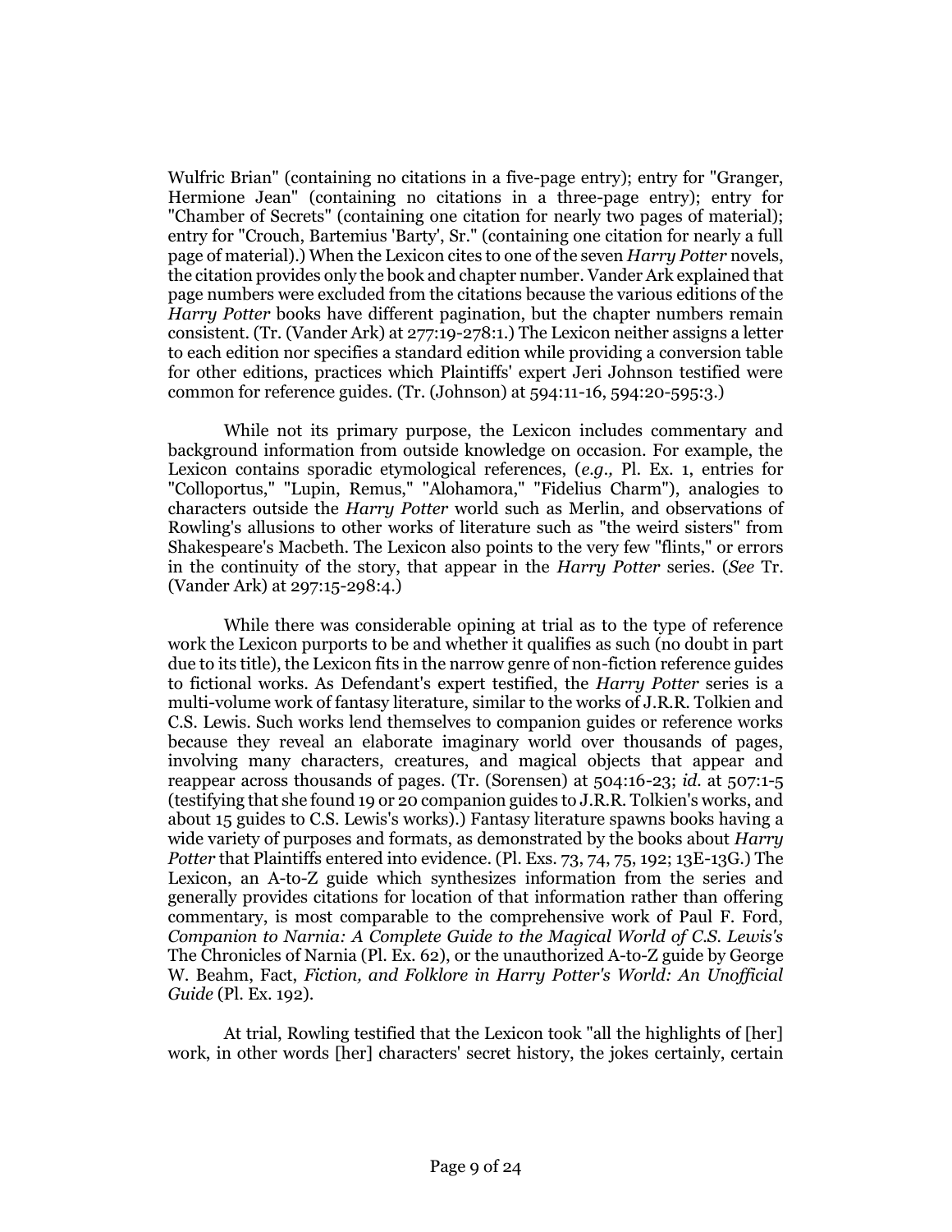Wulfric Brian" (containing no citations in a five-page entry); entry for "Granger, Hermione Jean" (containing no citations in a three-page entry); entry for "Chamber of Secrets" (containing one citation for nearly two pages of material); entry for "Crouch, Bartemius 'Barty', Sr." (containing one citation for nearly a full page of material).) When the Lexicon cites to one of the seven *Harry Potter* novels, the citation provides only the book and chapter number. Vander Ark explained that page numbers were excluded from the citations because the various editions of the *Harry Potter* books have different pagination, but the chapter numbers remain consistent. (Tr. (Vander Ark) at 277:19-278:1.) The Lexicon neither assigns a letter to each edition nor specifies a standard edition while providing a conversion table for other editions, practices which Plaintiffs' expert Jeri Johnson testified were common for reference guides. (Tr. (Johnson) at 594:11-16, 594:20-595:3.)

While not its primary purpose, the Lexicon includes commentary and background information from outside knowledge on occasion. For example, the Lexicon contains sporadic etymological references, (*e.g.,* Pl. Ex. 1, entries for "Colloportus," "Lupin, Remus," "Alohamora," "Fidelius Charm"), analogies to characters outside the *Harry Potter* world such as Merlin, and observations of Rowling's allusions to other works of literature such as "the weird sisters" from Shakespeare's Macbeth. The Lexicon also points to the very few "flints," or errors in the continuity of the story, that appear in the *Harry Potter* series. (*See* Tr. (Vander Ark) at 297:15-298:4.)

While there was considerable opining at trial as to the type of reference work the Lexicon purports to be and whether it qualifies as such (no doubt in part due to its title), the Lexicon fits in the narrow genre of non-fiction reference guides to fictional works. As Defendant's expert testified, the *Harry Potter* series is a multi-volume work of fantasy literature, similar to the works of J.R.R. Tolkien and C.S. Lewis. Such works lend themselves to companion guides or reference works because they reveal an elaborate imaginary world over thousands of pages, involving many characters, creatures, and magical objects that appear and reappear across thousands of pages. (Tr. (Sorensen) at 504:16-23; *id.* at 507:1-5 (testifying that she found 19 or 20 companion guides to J.R.R. Tolkien's works, and about 15 guides to C.S. Lewis's works).) Fantasy literature spawns books having a wide variety of purposes and formats, as demonstrated by the books about *Harry Potter* that Plaintiffs entered into evidence. (Pl. Exs. 73, 74, 75, 192; 13E-13G.) The Lexicon, an A-to-Z guide which synthesizes information from the series and generally provides citations for location of that information rather than offering commentary, is most comparable to the comprehensive work of Paul F. Ford, *Companion to Narnia: A Complete Guide to the Magical World of C.S. Lewis's* The Chronicles of Narnia (Pl. Ex. 62), or the unauthorized A-to-Z guide by George W. Beahm, Fact, *Fiction, and Folklore in Harry Potter's World: An Unofficial Guide* (Pl. Ex. 192).

At trial, Rowling testified that the Lexicon took "all the highlights of [her] work, in other words [her] characters' secret history, the jokes certainly, certain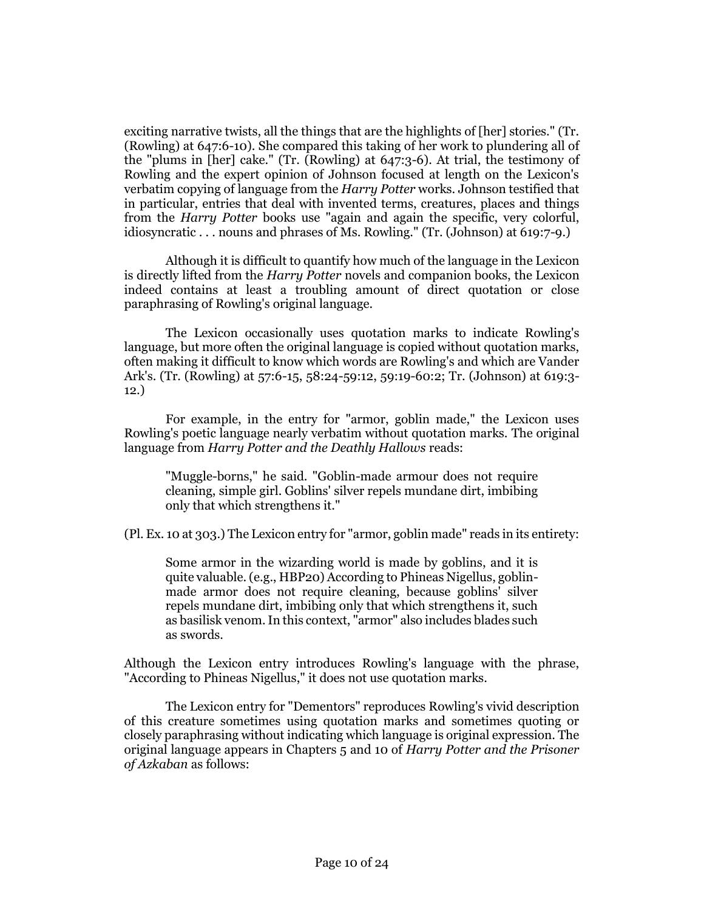exciting narrative twists, all the things that are the highlights of [her] stories." (Tr. (Rowling) at 647:6-10). She compared this taking of her work to plundering all of the "plums in [her] cake." (Tr. (Rowling) at 647:3-6). At trial, the testimony of Rowling and the expert opinion of Johnson focused at length on the Lexicon's verbatim copying of language from the *Harry Potter* works. Johnson testified that in particular, entries that deal with invented terms, creatures, places and things from the *Harry Potter* books use "again and again the specific, very colorful, idiosyncratic . . . nouns and phrases of Ms. Rowling." (Tr. (Johnson) at 619:7-9.)

Although it is difficult to quantify how much of the language in the Lexicon is directly lifted from the *Harry Potter* novels and companion books, the Lexicon indeed contains at least a troubling amount of direct quotation or close paraphrasing of Rowling's original language.

The Lexicon occasionally uses quotation marks to indicate Rowling's language, but more often the original language is copied without quotation marks, often making it difficult to know which words are Rowling's and which are Vander Ark's. (Tr. (Rowling) at 57:6-15, 58:24-59:12, 59:19-60:2; Tr. (Johnson) at 619:3-12.)

For example, in the entry for "armor, goblin made," the Lexicon uses Rowling's poetic language nearly verbatim without quotation marks. The original language from *Harry Potter and the Deathly Hallows* reads:

> "Muggle-borns," he said. "Goblin-made armour does not require cleaning, simple girl. Goblins' silver repels mundane dirt, imbibing only that which strengthens it."

(Pl. Ex. 10 at 303.) The Lexicon entry for "armor, goblin made" reads in its entirety:

> Some armor in the wizarding world is made by goblins, and it is quite valuable. (e.g., HBP20) According to Phineas Nigellus, goblin-made armor does not require cleaning, because goblins' silver repels mundane dirt, imbibing only that which strengthens it, such as basilisk venom. In this context, "armor" also includes blades such as swords.

Although the Lexicon entry introduces Rowling's language with the phrase, "According to Phineas Nigellus," it does not use quotation marks.

The Lexicon entry for "Dementors" reproduces Rowling's vivid description of this creature sometimes using quotation marks and sometimes quoting or closely paraphrasing without indicating which language is original expression. The original language appears in Chapters 5 and 10 of *Harry Potter and the Prisoner of Azkaban* as follows: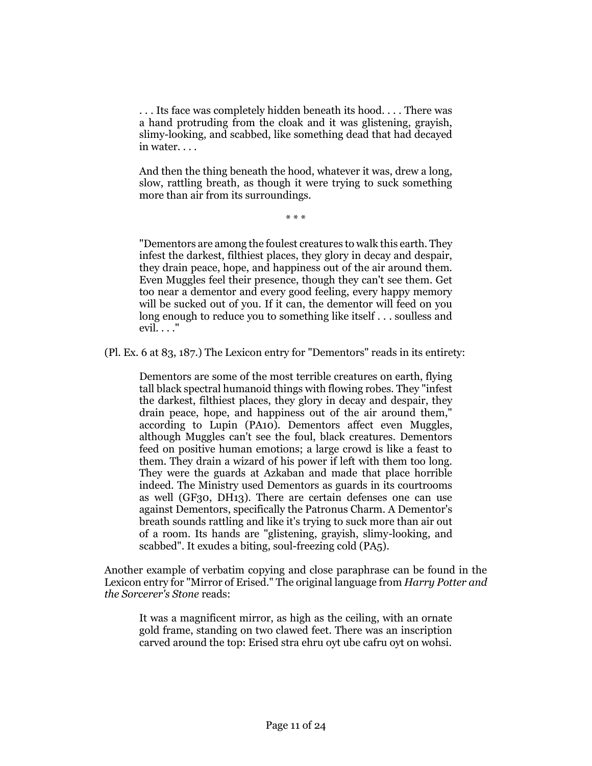> . . . Its face was completely hidden beneath its hood. . . . There was a hand protruding from the cloak and it was glistening, grayish, slimy-looking, and scabbed, like something dead that had decayed in water. . . .
>
> And then the thing beneath the hood, whatever it was, drew a long, slow, rattling breath, as though it were trying to suck something more than air from its surroundings.
>
> \* \* \*
>
> "Dementors are among the foulest creatures to walk this earth. They infest the darkest, filthiest places, they glory in decay and despair, they drain peace, hope, and happiness out of the air around them. Even Muggles feel their presence, though they can't see them. Get too near a dementor and every good feeling, every happy memory will be sucked out of you. If it can, the dementor will feed on you long enough to reduce you to something like itself . . . soulless and evil. . . ."

(Pl. Ex. 6 at 83, 187.) The Lexicon entry for "Dementors" reads in its entirety:

> Dementors are some of the most terrible creatures on earth, flying tall black spectral humanoid things with flowing robes. They "infest the darkest, filthiest places, they glory in decay and despair, they drain peace, hope, and happiness out of the air around them," according to Lupin (PA10). Dementors affect even Muggles, although Muggles can't see the foul, black creatures. Dementors feed on positive human emotions; a large crowd is like a feast to them. They drain a wizard of his power if left with them too long. They were the guards at Azkaban and made that place horrible indeed. The Ministry used Dementors as guards in its courtrooms as well (GF30, DH13). There are certain defenses one can use against Dementors, specifically the Patronus Charm. A Dementor's breath sounds rattling and like it's trying to suck more than air out of a room. Its hands are "glistening, grayish, slimy-looking, and scabbed". It exudes a biting, soul-freezing cold (PA5).

Another example of verbatim copying and close paraphrase can be found in the Lexicon entry for "Mirror of Erised." The original language from *Harry Potter and the Sorcerer's Stone* reads:

> It was a magnificent mirror, as high as the ceiling, with an ornate gold frame, standing on two clawed feet. There was an inscription carved around the top: Erised stra ehru oyt ube cafru oyt on wohsi.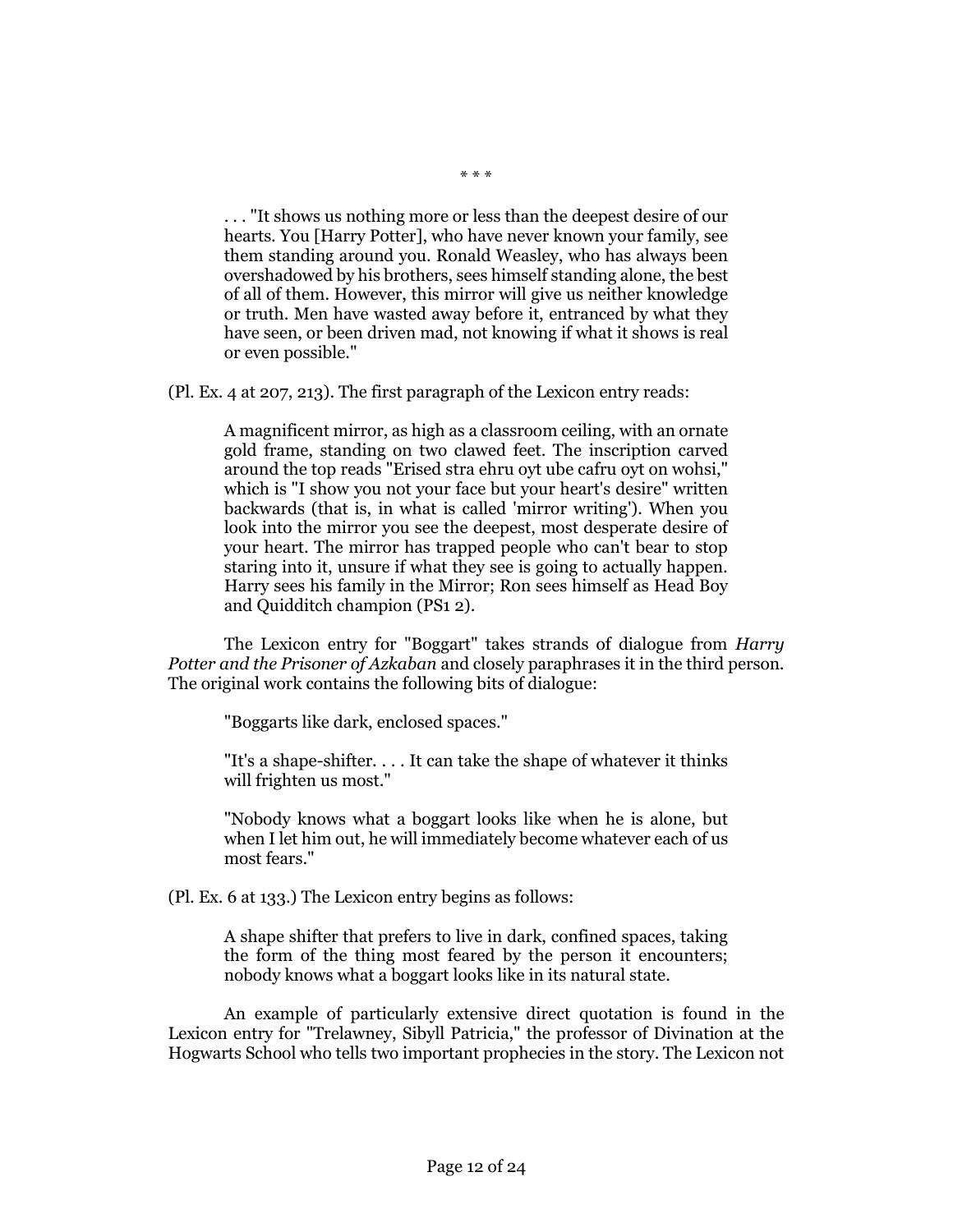\* \* \*

> . . . "It shows us nothing more or less than the deepest desire of our hearts. You [Harry Potter], who have never known your family, see them standing around you. Ronald Weasley, who has always been overshadowed by his brothers, sees himself standing alone, the best of all of them. However, this mirror will give us neither knowledge or truth. Men have wasted away before it, entranced by what they have seen, or been driven mad, not knowing if what it shows is real or even possible."

(Pl. Ex. 4 at 207, 213). The first paragraph of the Lexicon entry reads:

> A magnificent mirror, as high as a classroom ceiling, with an ornate gold frame, standing on two clawed feet. The inscription carved around the top reads "Erised stra ehru oyt ube cafru oyt on wohsi," which is "I show you not your face but your heart's desire" written backwards (that is, in what is called 'mirror writing'). When you look into the mirror you see the deepest, most desperate desire of your heart. The mirror has trapped people who can't bear to stop staring into it, unsure if what they see is going to actually happen. Harry sees his family in the Mirror; Ron sees himself as Head Boy and Quidditch champion (PS1 2).

The Lexicon entry for "Boggart" takes strands of dialogue from *Harry Potter and the Prisoner of Azkaban* and closely paraphrases it in the third person. The original work contains the following bits of dialogue:

> "Boggarts like dark, enclosed spaces."
>
> "It's a shape-shifter. . . . It can take the shape of whatever it thinks will frighten us most."
>
> "Nobody knows what a boggart looks like when he is alone, but when I let him out, he will immediately become whatever each of us most fears."

(Pl. Ex. 6 at 133.) The Lexicon entry begins as follows:

> A shape shifter that prefers to live in dark, confined spaces, taking the form of the thing most feared by the person it encounters; nobody knows what a boggart looks like in its natural state.

An example of particularly extensive direct quotation is found in the Lexicon entry for "Trelawney, Sibyll Patricia," the professor of Divination at the Hogwarts School who tells two important prophecies in the story. The Lexicon not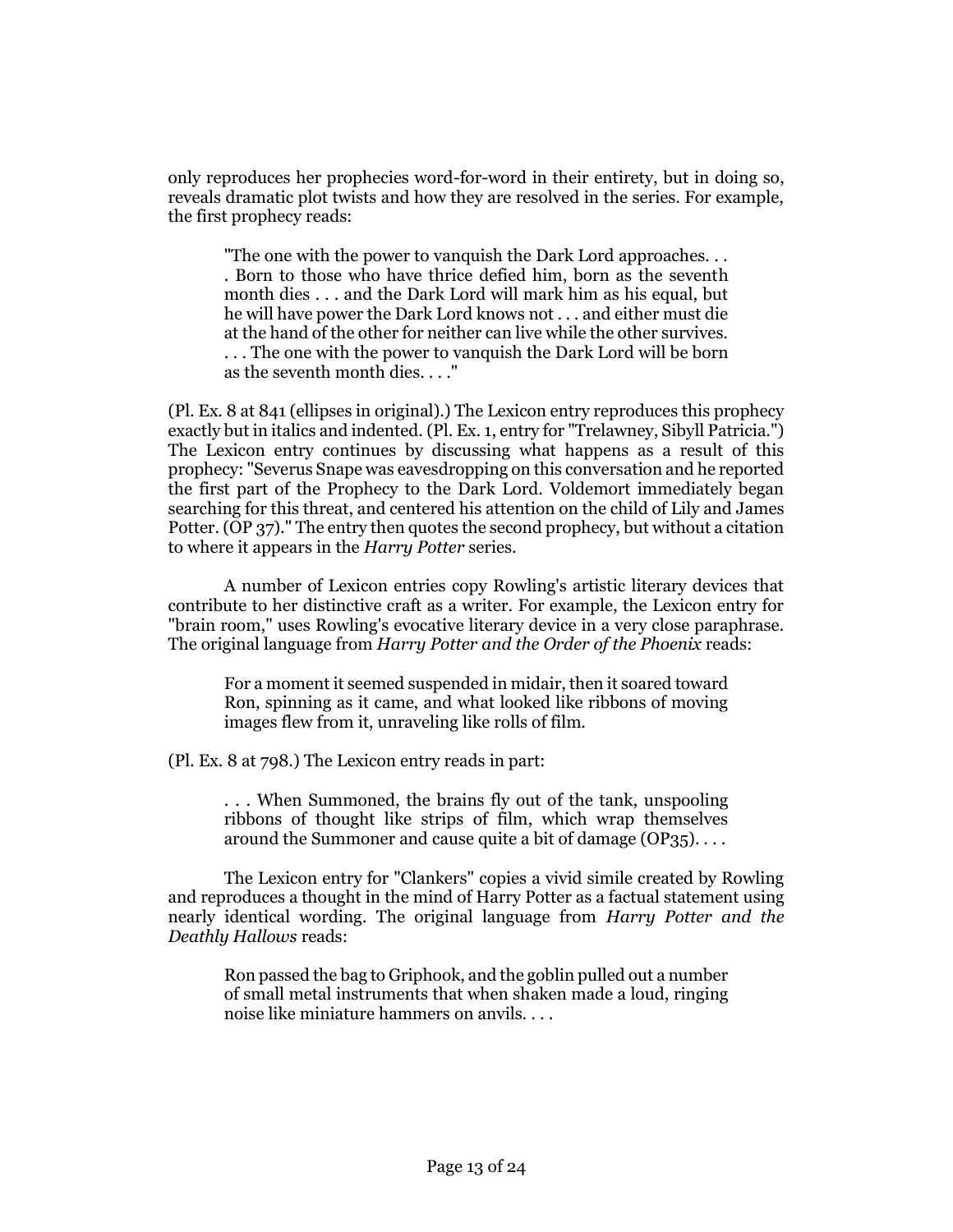only reproduces her prophecies word-for-word in their entirety, but in doing so, reveals dramatic plot twists and how they are resolved in the series. For example, the first prophecy reads:

> "The one with the power to vanquish the Dark Lord approaches. . . . Born to those who have thrice defied him, born as the seventh month dies . . . and the Dark Lord will mark him as his equal, but he will have power the Dark Lord knows not . . . and either must die at the hand of the other for neither can live while the other survives. . . . The one with the power to vanquish the Dark Lord will be born as the seventh month dies. . . ."

(Pl. Ex. 8 at 841 (ellipses in original).) The Lexicon entry reproduces this prophecy exactly but in italics and indented. (Pl. Ex. 1, entry for "Trelawney, Sibyll Patricia.") The Lexicon entry continues by discussing what happens as a result of this prophecy: "Severus Snape was eavesdropping on this conversation and he reported the first part of the Prophecy to the Dark Lord. Voldemort immediately began searching for this threat, and centered his attention on the child of Lily and James Potter. (OP 37)." The entry then quotes the second prophecy, but without a citation to where it appears in the *Harry Potter* series.

A number of Lexicon entries copy Rowling's artistic literary devices that contribute to her distinctive craft as a writer. For example, the Lexicon entry for "brain room," uses Rowling's evocative literary device in a very close paraphrase. The original language from *Harry Potter and the Order of the Phoenix* reads:

> For a moment it seemed suspended in midair, then it soared toward Ron, spinning as it came, and what looked like ribbons of moving images flew from it, unraveling like rolls of film.

(Pl. Ex. 8 at 798.) The Lexicon entry reads in part:

> . . . When Summoned, the brains fly out of the tank, unspooling ribbons of thought like strips of film, which wrap themselves around the Summoner and cause quite a bit of damage (OP35). . . .

The Lexicon entry for "Clankers" copies a vivid simile created by Rowling and reproduces a thought in the mind of Harry Potter as a factual statement using nearly identical wording. The original language from *Harry Potter and the Deathly Hallows* reads:

> Ron passed the bag to Griphook, and the goblin pulled out a number of small metal instruments that when shaken made a loud, ringing noise like miniature hammers on anvils. . . .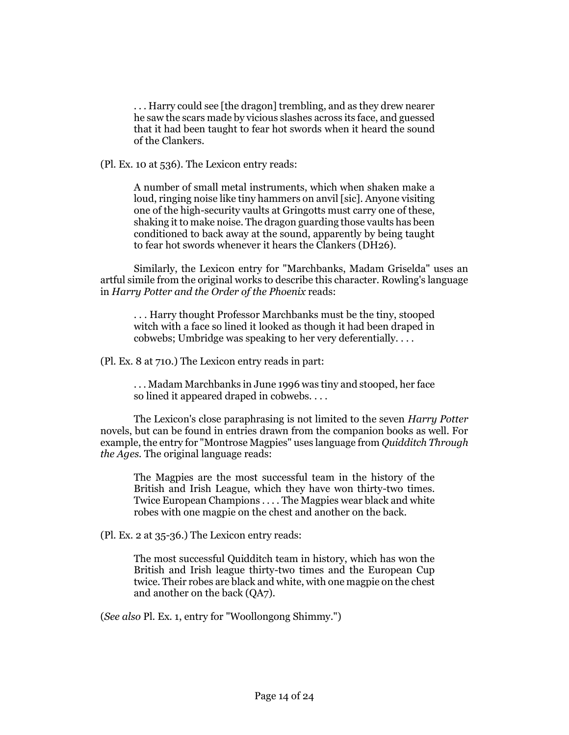> . . . Harry could see [the dragon] trembling, and as they drew nearer he saw the scars made by vicious slashes across its face, and guessed that it had been taught to fear hot swords when it heard the sound of the Clankers.

(Pl. Ex. 10 at 536). The Lexicon entry reads:

> A number of small metal instruments, which when shaken make a loud, ringing noise like tiny hammers on anvil [sic]. Anyone visiting one of the high-security vaults at Gringotts must carry one of these, shaking it to make noise. The dragon guarding those vaults has been conditioned to back away at the sound, apparently by being taught to fear hot swords whenever it hears the Clankers (DH26).

Similarly, the Lexicon entry for "Marchbanks, Madam Griselda" uses an artful simile from the original works to describe this character. Rowling's language in *Harry Potter and the Order of the Phoenix* reads:

> . . . Harry thought Professor Marchbanks must be the tiny, stooped witch with a face so lined it looked as though it had been draped in cobwebs; Umbridge was speaking to her very deferentially. . . .

(Pl. Ex. 8 at 710.) The Lexicon entry reads in part:

> . . . Madam Marchbanks in June 1996 was tiny and stooped, her face so lined it appeared draped in cobwebs. . . .

The Lexicon's close paraphrasing is not limited to the seven *Harry Potter* novels, but can be found in entries drawn from the companion books as well. For example, the entry for "Montrose Magpies" uses language from *Quidditch Through the Ages.* The original language reads:

> The Magpies are the most successful team in the history of the British and Irish League, which they have won thirty-two times. Twice European Champions . . . . The Magpies wear black and white robes with one magpie on the chest and another on the back.

(Pl. Ex. 2 at 35-36.) The Lexicon entry reads:

> The most successful Quidditch team in history, which has won the British and Irish league thirty-two times and the European Cup twice. Their robes are black and white, with one magpie on the chest and another on the back (QA7).

(*See also* Pl. Ex. 1, entry for "Woollongong Shimmy.")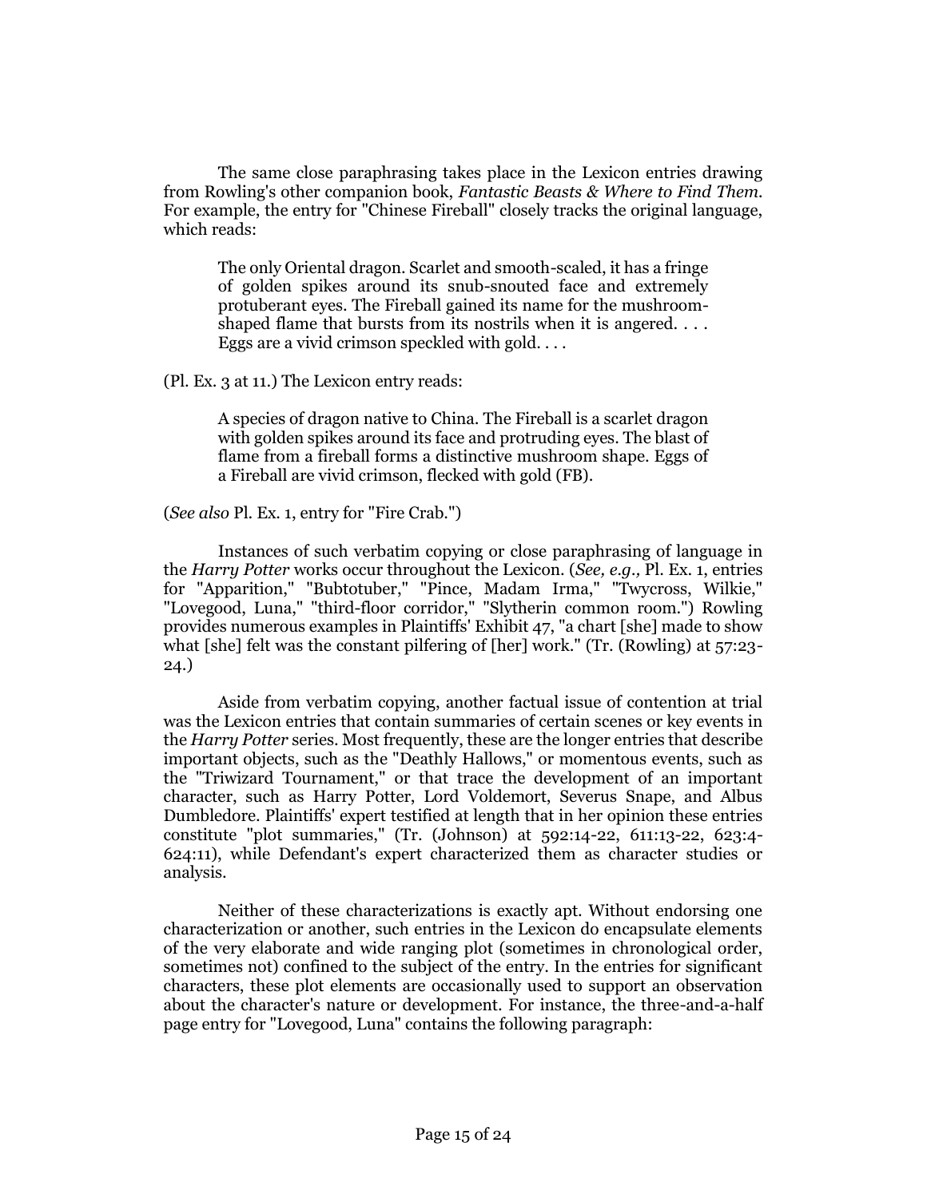The same close paraphrasing takes place in the Lexicon entries drawing from Rowling's other companion book, *Fantastic Beasts & Where to Find Them.* For example, the entry for "Chinese Fireball" closely tracks the original language, which reads:

> The only Oriental dragon. Scarlet and smooth-scaled, it has a fringe of golden spikes around its snub-snouted face and extremely protuberant eyes. The Fireball gained its name for the mushroom-shaped flame that bursts from its nostrils when it is angered. . . . Eggs are a vivid crimson speckled with gold. . . .

(Pl. Ex. 3 at 11.) The Lexicon entry reads:

> A species of dragon native to China. The Fireball is a scarlet dragon with golden spikes around its face and protruding eyes. The blast of flame from a fireball forms a distinctive mushroom shape. Eggs of a Fireball are vivid crimson, flecked with gold (FB).

(*See also* Pl. Ex. 1, entry for "Fire Crab.")

Instances of such verbatim copying or close paraphrasing of language in the *Harry Potter* works occur throughout the Lexicon. (*See, e.g.,* Pl. Ex. 1, entries for "Apparition," "Bubtotuber," "Pince, Madam Irma," "Twycross, Wilkie," "Lovegood, Luna," "third-floor corridor," "Slytherin common room.") Rowling provides numerous examples in Plaintiffs' Exhibit 47, "a chart [she] made to show what [she] felt was the constant pilfering of [her] work." (Tr. (Rowling) at 57:23-24.)

Aside from verbatim copying, another factual issue of contention at trial was the Lexicon entries that contain summaries of certain scenes or key events in the *Harry Potter* series. Most frequently, these are the longer entries that describe important objects, such as the "Deathly Hallows," or momentous events, such as the "Triwizard Tournament," or that trace the development of an important character, such as Harry Potter, Lord Voldemort, Severus Snape, and Albus Dumbledore. Plaintiffs' expert testified at length that in her opinion these entries constitute "plot summaries," (Tr. (Johnson) at 592:14-22, 611:13-22, 623:4-624:11), while Defendant's expert characterized them as character studies or analysis.

Neither of these characterizations is exactly apt. Without endorsing one characterization or another, such entries in the Lexicon do encapsulate elements of the very elaborate and wide ranging plot (sometimes in chronological order, sometimes not) confined to the subject of the entry. In the entries for significant characters, these plot elements are occasionally used to support an observation about the character's nature or development. For instance, the three-and-a-half page entry for "Lovegood, Luna" contains the following paragraph: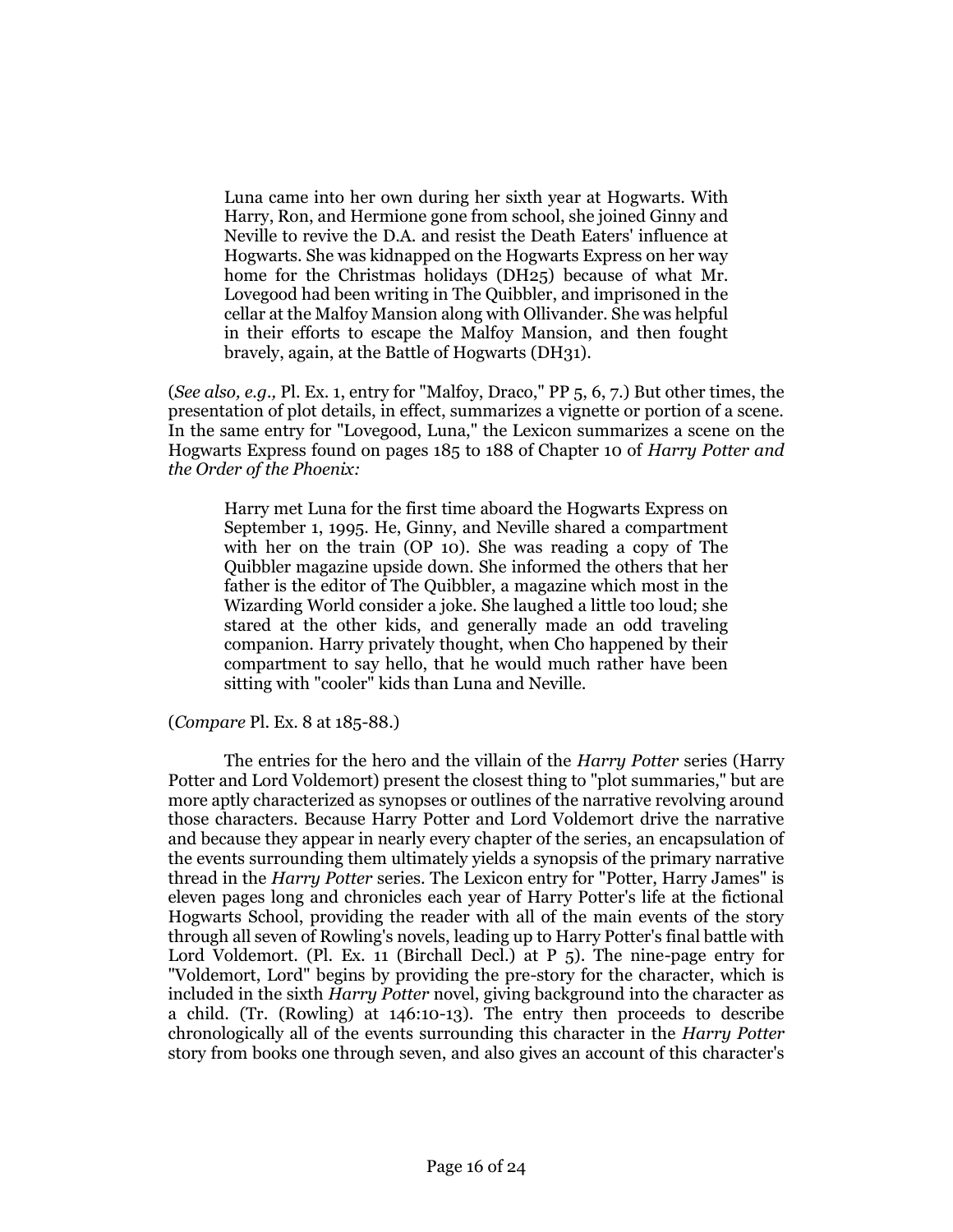> Luna came into her own during her sixth year at Hogwarts. With Harry, Ron, and Hermione gone from school, she joined Ginny and Neville to revive the D.A. and resist the Death Eaters' influence at Hogwarts. She was kidnapped on the Hogwarts Express on her way home for the Christmas holidays (DH25) because of what Mr. Lovegood had been writing in The Quibbler, and imprisoned in the cellar at the Malfoy Mansion along with Ollivander. She was helpful in their efforts to escape the Malfoy Mansion, and then fought bravely, again, at the Battle of Hogwarts (DH31).

(*See also, e.g.,* Pl. Ex. 1, entry for "Malfoy, Draco," PP 5, 6, 7.) But other times, the presentation of plot details, in effect, summarizes a vignette or portion of a scene. In the same entry for "Lovegood, Luna," the Lexicon summarizes a scene on the Hogwarts Express found on pages 185 to 188 of Chapter 10 of *Harry Potter and the Order of the Phoenix:*

> Harry met Luna for the first time aboard the Hogwarts Express on September 1, 1995. He, Ginny, and Neville shared a compartment with her on the train (OP 10). She was reading a copy of The Quibbler magazine upside down. She informed the others that her father is the editor of The Quibbler, a magazine which most in the Wizarding World consider a joke. She laughed a little too loud; she stared at the other kids, and generally made an odd traveling companion. Harry privately thought, when Cho happened by their compartment to say hello, that he would much rather have been sitting with "cooler" kids than Luna and Neville.

(*Compare* Pl. Ex. 8 at 185-88.)

The entries for the hero and the villain of the *Harry Potter* series (Harry Potter and Lord Voldemort) present the closest thing to "plot summaries," but are more aptly characterized as synopses or outlines of the narrative revolving around those characters. Because Harry Potter and Lord Voldemort drive the narrative and because they appear in nearly every chapter of the series, an encapsulation of the events surrounding them ultimately yields a synopsis of the primary narrative thread in the *Harry Potter* series. The Lexicon entry for "Potter, Harry James" is eleven pages long and chronicles each year of Harry Potter's life at the fictional Hogwarts School, providing the reader with all of the main events of the story through all seven of Rowling's novels, leading up to Harry Potter's final battle with Lord Voldemort. (Pl. Ex. 11 (Birchall Decl.) at P 5). The nine-page entry for "Voldemort, Lord" begins by providing the pre-story for the character, which is included in the sixth *Harry Potter* novel, giving background into the character as a child. (Tr. (Rowling) at 146:10-13). The entry then proceeds to describe chronologically all of the events surrounding this character in the *Harry Potter* story from books one through seven, and also gives an account of this character's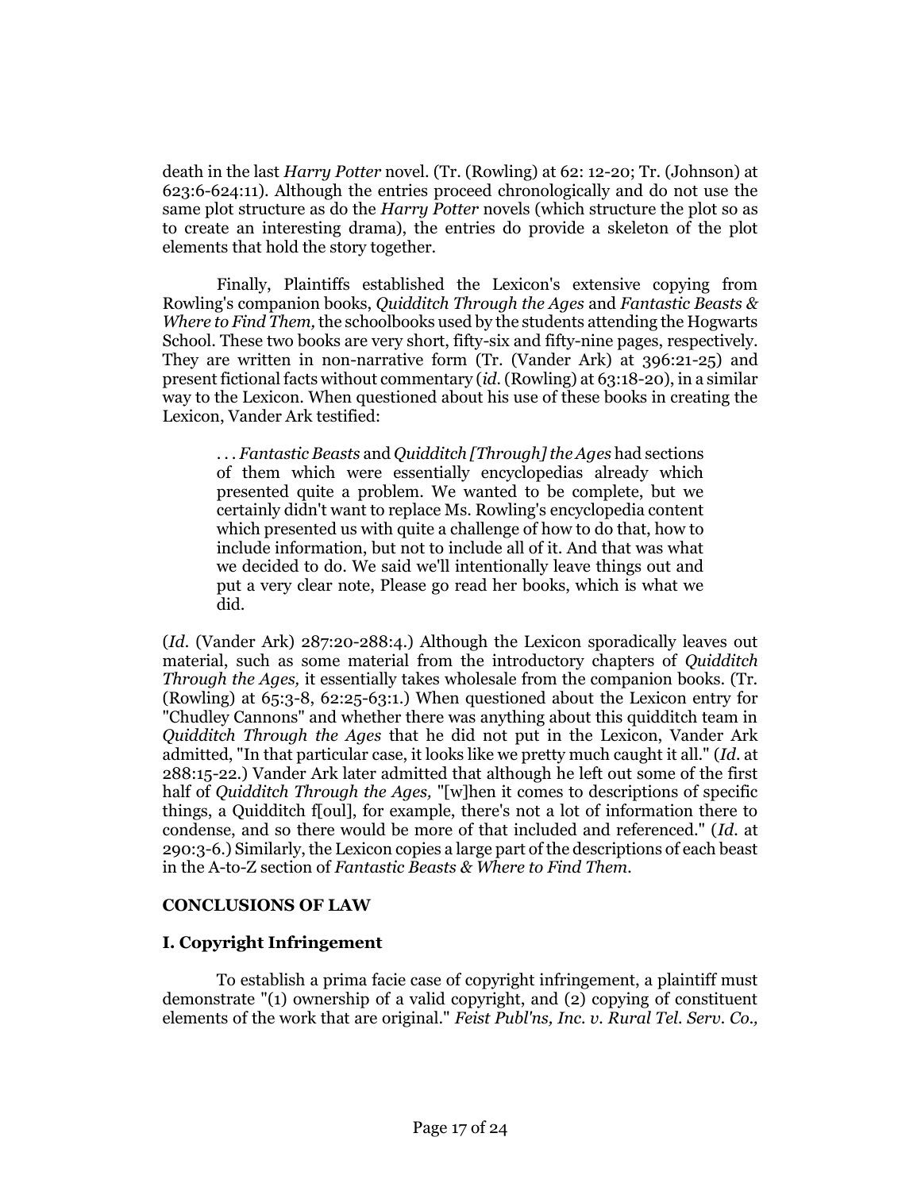death in the last *Harry Potter* novel. (Tr. (Rowling) at 62: 12-20; Tr. (Johnson) at 623:6-624:11). Although the entries proceed chronologically and do not use the same plot structure as do the *Harry Potter* novels (which structure the plot so as to create an interesting drama), the entries do provide a skeleton of the plot elements that hold the story together.

Finally, Plaintiffs established the Lexicon's extensive copying from Rowling's companion books, *Quidditch Through the Ages* and *Fantastic Beasts & Where to Find Them,* the schoolbooks used by the students attending the Hogwarts School. These two books are very short, fifty-six and fifty-nine pages, respectively. They are written in non-narrative form (Tr. (Vander Ark) at 396:21-25) and present fictional facts without commentary (*id.* (Rowling) at 63:18-20), in a similar way to the Lexicon. When questioned about his use of these books in creating the Lexicon, Vander Ark testified:

> . . . *Fantastic Beasts* and *Quidditch [Through] the Ages* had sections of them which were essentially encyclopedias already which presented quite a problem. We wanted to be complete, but we certainly didn't want to replace Ms. Rowling's encyclopedia content which presented us with quite a challenge of how to do that, how to include information, but not to include all of it. And that was what we decided to do. We said we'll intentionally leave things out and put a very clear note, Please go read her books, which is what we did.

(*Id.* (Vander Ark) 287:20-288:4.) Although the Lexicon sporadically leaves out material, such as some material from the introductory chapters of *Quidditch Through the Ages,* it essentially takes wholesale from the companion books. (Tr. (Rowling) at 65:3-8, 62:25-63:1.) When questioned about the Lexicon entry for "Chudley Cannons" and whether there was anything about this quidditch team in *Quidditch Through the Ages* that he did not put in the Lexicon, Vander Ark admitted, "In that particular case, it looks like we pretty much caught it all." (*Id.* at 288:15-22.) Vander Ark later admitted that although he left out some of the first half of *Quidditch Through the Ages,* "[w]hen it comes to descriptions of specific things, a Quidditch f[oul], for example, there's not a lot of information there to condense, and so there would be more of that included and referenced." (*Id.* at 290:3-6.) Similarly, the Lexicon copies a large part of the descriptions of each beast in the A-to-Z section of *Fantastic Beasts & Where to Find Them.*

## CONCLUSIONS OF LAW

### I. Copyright Infringement

To establish a prima facie case of copyright infringement, a plaintiff must demonstrate "(1) ownership of a valid copyright, and (2) copying of constituent elements of the work that are original." *Feist Publ'ns, Inc. v. Rural Tel. Serv. Co.,*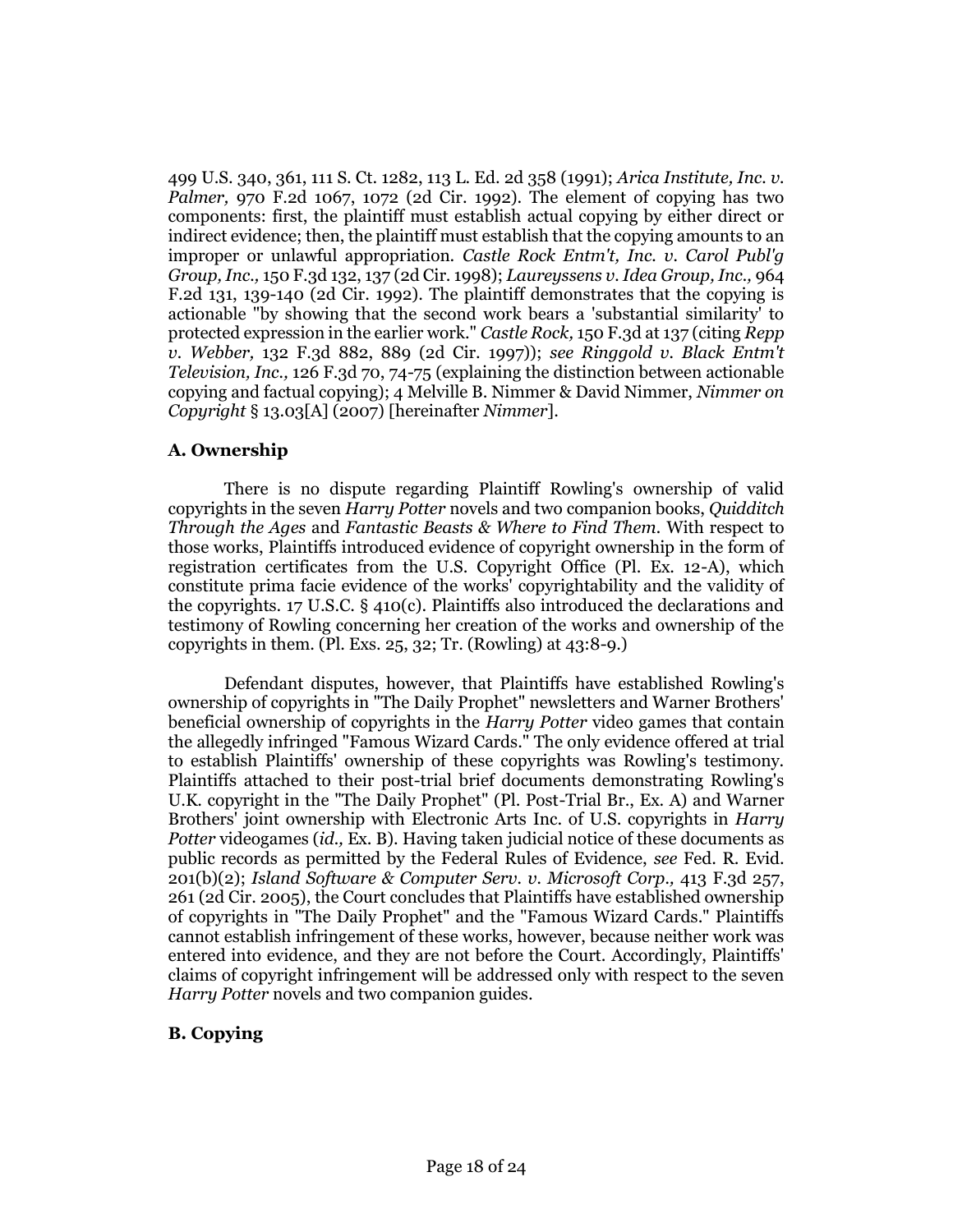499 U.S. 340, 361, 111 S. Ct. 1282, 113 L. Ed. 2d 358 (1991); *Arica Institute, Inc. v. Palmer,* 970 F.2d 1067, 1072 (2d Cir. 1992). The element of copying has two components: first, the plaintiff must establish actual copying by either direct or indirect evidence; then, the plaintiff must establish that the copying amounts to an improper or unlawful appropriation. *Castle Rock Entm't, Inc. v. Carol Publ'g Group, Inc.,* 150 F.3d 132, 137 (2d Cir. 1998); *Laureyssens v. Idea Group, Inc.,* 964 F.2d 131, 139-140 (2d Cir. 1992). The plaintiff demonstrates that the copying is actionable "by showing that the second work bears a 'substantial similarity' to protected expression in the earlier work." *Castle Rock,* 150 F.3d at 137 (citing *Repp v. Webber,* 132 F.3d 882, 889 (2d Cir. 1997)); *see Ringgold v. Black Entm't Television, Inc.,* 126 F.3d 70, 74-75 (explaining the distinction between actionable copying and factual copying); 4 Melville B. Nimmer & David Nimmer, *Nimmer on Copyright* § 13.03[A] (2007) [hereinafter *Nimmer*].

## A. Ownership

There is no dispute regarding Plaintiff Rowling's ownership of valid copyrights in the seven *Harry Potter* novels and two companion books, *Quidditch Through the Ages* and *Fantastic Beasts & Where to Find Them*. With respect to those works, Plaintiffs introduced evidence of copyright ownership in the form of registration certificates from the U.S. Copyright Office (Pl. Ex. 12-A), which constitute prima facie evidence of the works' copyrightability and the validity of the copyrights. 17 U.S.C. § 410(c). Plaintiffs also introduced the declarations and testimony of Rowling concerning her creation of the works and ownership of the copyrights in them. (Pl. Exs. 25, 32; Tr. (Rowling) at 43:8-9.)

Defendant disputes, however, that Plaintiffs have established Rowling's ownership of copyrights in "The Daily Prophet" newsletters and Warner Brothers' beneficial ownership of copyrights in the *Harry Potter* video games that contain the allegedly infringed "Famous Wizard Cards." The only evidence offered at trial to establish Plaintiffs' ownership of these copyrights was Rowling's testimony. Plaintiffs attached to their post-trial brief documents demonstrating Rowling's U.K. copyright in the "The Daily Prophet" (Pl. Post-Trial Br., Ex. A) and Warner Brothers' joint ownership with Electronic Arts Inc. of U.S. copyrights in *Harry Potter* videogames (*id.,* Ex. B). Having taken judicial notice of these documents as public records as permitted by the Federal Rules of Evidence, *see* Fed. R. Evid. 201(b)(2); *Island Software & Computer Serv. v. Microsoft Corp.,* 413 F.3d 257, 261 (2d Cir. 2005), the Court concludes that Plaintiffs have established ownership of copyrights in "The Daily Prophet" and the "Famous Wizard Cards." Plaintiffs cannot establish infringement of these works, however, because neither work was entered into evidence, and they are not before the Court. Accordingly, Plaintiffs' claims of copyright infringement will be addressed only with respect to the seven *Harry Potter* novels and two companion guides.

## B. Copying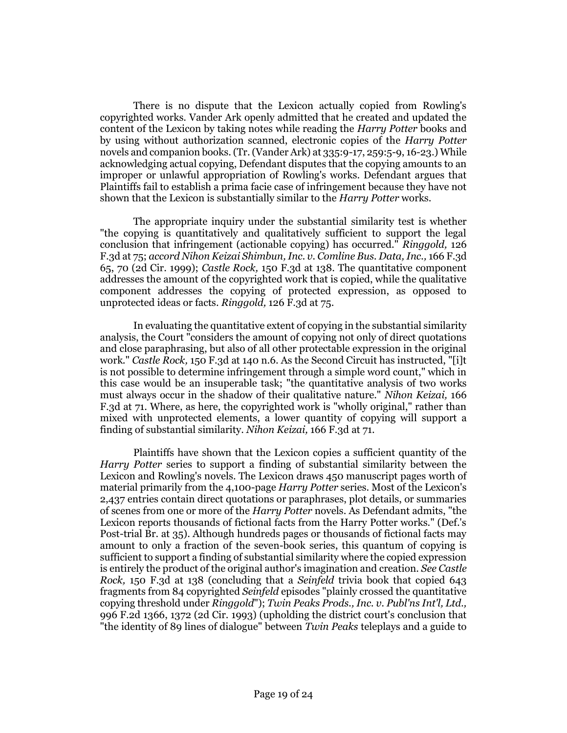There is no dispute that the Lexicon actually copied from Rowling's copyrighted works. Vander Ark openly admitted that he created and updated the content of the Lexicon by taking notes while reading the *Harry Potter* books and by using without authorization scanned, electronic copies of the *Harry Potter* novels and companion books. (Tr. (Vander Ark) at 335:9-17, 259:5-9, 16-23.) While acknowledging actual copying, Defendant disputes that the copying amounts to an improper or unlawful appropriation of Rowling's works. Defendant argues that Plaintiffs fail to establish a prima facie case of infringement because they have not shown that the Lexicon is substantially similar to the *Harry Potter* works.

The appropriate inquiry under the substantial similarity test is whether "the copying is quantitatively and qualitatively sufficient to support the legal conclusion that infringement (actionable copying) has occurred." *Ringgold,* 126 F.3d at 75; *accord Nihon Keizai Shimbun, Inc. v. Comline Bus. Data, Inc.,* 166 F.3d 65, 70 (2d Cir. 1999); *Castle Rock,* 150 F.3d at 138. The quantitative component addresses the amount of the copyrighted work that is copied, while the qualitative component addresses the copying of protected expression, as opposed to unprotected ideas or facts. *Ringgold,* 126 F.3d at 75.

In evaluating the quantitative extent of copying in the substantial similarity analysis, the Court "considers the amount of copying not only of direct quotations and close paraphrasing, but also of all other protectable expression in the original work." *Castle Rock,* 150 F.3d at 140 n.6. As the Second Circuit has instructed, "[i]t is not possible to determine infringement through a simple word count," which in this case would be an insuperable task; "the quantitative analysis of two works must always occur in the shadow of their qualitative nature." *Nihon Keizai,* 166 F.3d at 71. Where, as here, the copyrighted work is "wholly original," rather than mixed with unprotected elements, a lower quantity of copying will support a finding of substantial similarity. *Nihon Keizai,* 166 F.3d at 71.

Plaintiffs have shown that the Lexicon copies a sufficient quantity of the *Harry Potter* series to support a finding of substantial similarity between the Lexicon and Rowling's novels. The Lexicon draws 450 manuscript pages worth of material primarily from the 4,100-page *Harry Potter* series. Most of the Lexicon's 2,437 entries contain direct quotations or paraphrases, plot details, or summaries of scenes from one or more of the *Harry Potter* novels. As Defendant admits, "the Lexicon reports thousands of fictional facts from the Harry Potter works." (Def.'s Post-trial Br. at 35). Although hundreds pages or thousands of fictional facts may amount to only a fraction of the seven-book series, this quantum of copying is sufficient to support a finding of substantial similarity where the copied expression is entirely the product of the original author's imagination and creation. *See Castle Rock,* 150 F.3d at 138 (concluding that a *Seinfeld* trivia book that copied 643 fragments from 84 copyrighted *Seinfeld* episodes "plainly crossed the quantitative copying threshold under *Ringgold*"); *Twin Peaks Prods., Inc. v. Publ'ns Int'l, Ltd.,* 996 F.2d 1366, 1372 (2d Cir. 1993) (upholding the district court's conclusion that "the identity of 89 lines of dialogue" between *Twin Peaks* teleplays and a guide to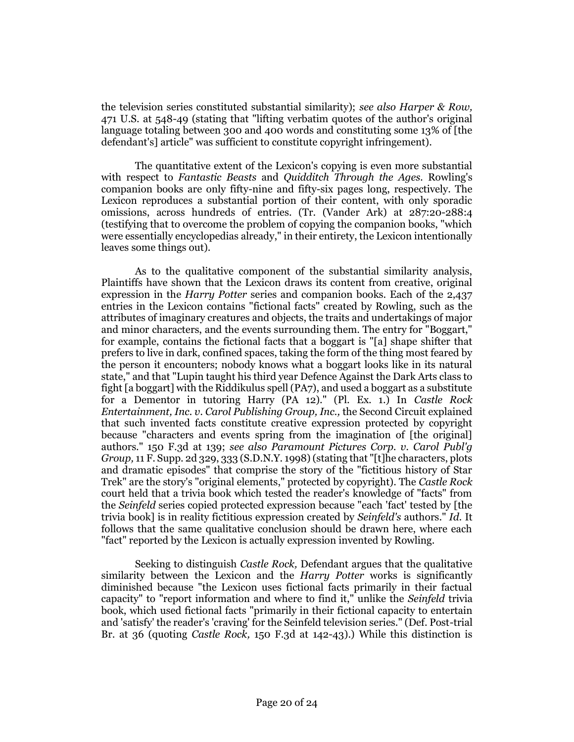the television series constituted substantial similarity); *see also Harper & Row,* 471 U.S. at 548-49 (stating that "lifting verbatim quotes of the author's original language totaling between 300 and 400 words and constituting some 13% of [the defendant's] article" was sufficient to constitute copyright infringement).

The quantitative extent of the Lexicon's copying is even more substantial with respect to *Fantastic Beasts* and *Quidditch Through the Ages.* Rowling's companion books are only fifty-nine and fifty-six pages long, respectively. The Lexicon reproduces a substantial portion of their content, with only sporadic omissions, across hundreds of entries. (Tr. (Vander Ark) at 287:20-288:4 (testifying that to overcome the problem of copying the companion books, "which were essentially encyclopedias already," in their entirety, the Lexicon intentionally leaves some things out).

As to the qualitative component of the substantial similarity analysis, Plaintiffs have shown that the Lexicon draws its content from creative, original expression in the *Harry Potter* series and companion books. Each of the 2,437 entries in the Lexicon contains "fictional facts" created by Rowling, such as the attributes of imaginary creatures and objects, the traits and undertakings of major and minor characters, and the events surrounding them. The entry for "Boggart," for example, contains the fictional facts that a boggart is "[a] shape shifter that prefers to live in dark, confined spaces, taking the form of the thing most feared by the person it encounters; nobody knows what a boggart looks like in its natural state," and that "Lupin taught his third year Defence Against the Dark Arts class to fight [a boggart] with the Riddikulus spell (PA7), and used a boggart as a substitute for a Dementor in tutoring Harry (PA 12)." (Pl. Ex. 1.) In *Castle Rock Entertainment, Inc. v. Carol Publishing Group, Inc.,* the Second Circuit explained that such invented facts constitute creative expression protected by copyright because "characters and events spring from the imagination of [the original] authors." 150 F.3d at 139; *see also Paramount Pictures Corp. v. Carol Publ'g Group,* 11 F. Supp. 2d 329, 333 (S.D.N.Y. 1998) (stating that "[t]he characters, plots and dramatic episodes" that comprise the story of the "fictitious history of Star Trek" are the story's "original elements," protected by copyright). The *Castle Rock* court held that a trivia book which tested the reader's knowledge of "facts" from the *Seinfeld* series copied protected expression because "each 'fact' tested by [the trivia book] is in reality fictitious expression created by *Seinfeld's* authors." *Id.* It follows that the same qualitative conclusion should be drawn here, where each "fact" reported by the Lexicon is actually expression invented by Rowling.

Seeking to distinguish *Castle Rock,* Defendant argues that the qualitative similarity between the Lexicon and the *Harry Potter* works is significantly diminished because "the Lexicon uses fictional facts primarily in their factual capacity" to "report information and where to find it," unlike the *Seinfeld* trivia book, which used fictional facts "primarily in their fictional capacity to entertain and 'satisfy' the reader's 'craving' for the Seinfeld television series." (Def. Post-trial Br. at 36 (quoting *Castle Rock,* 150 F.3d at 142-43).) While this distinction is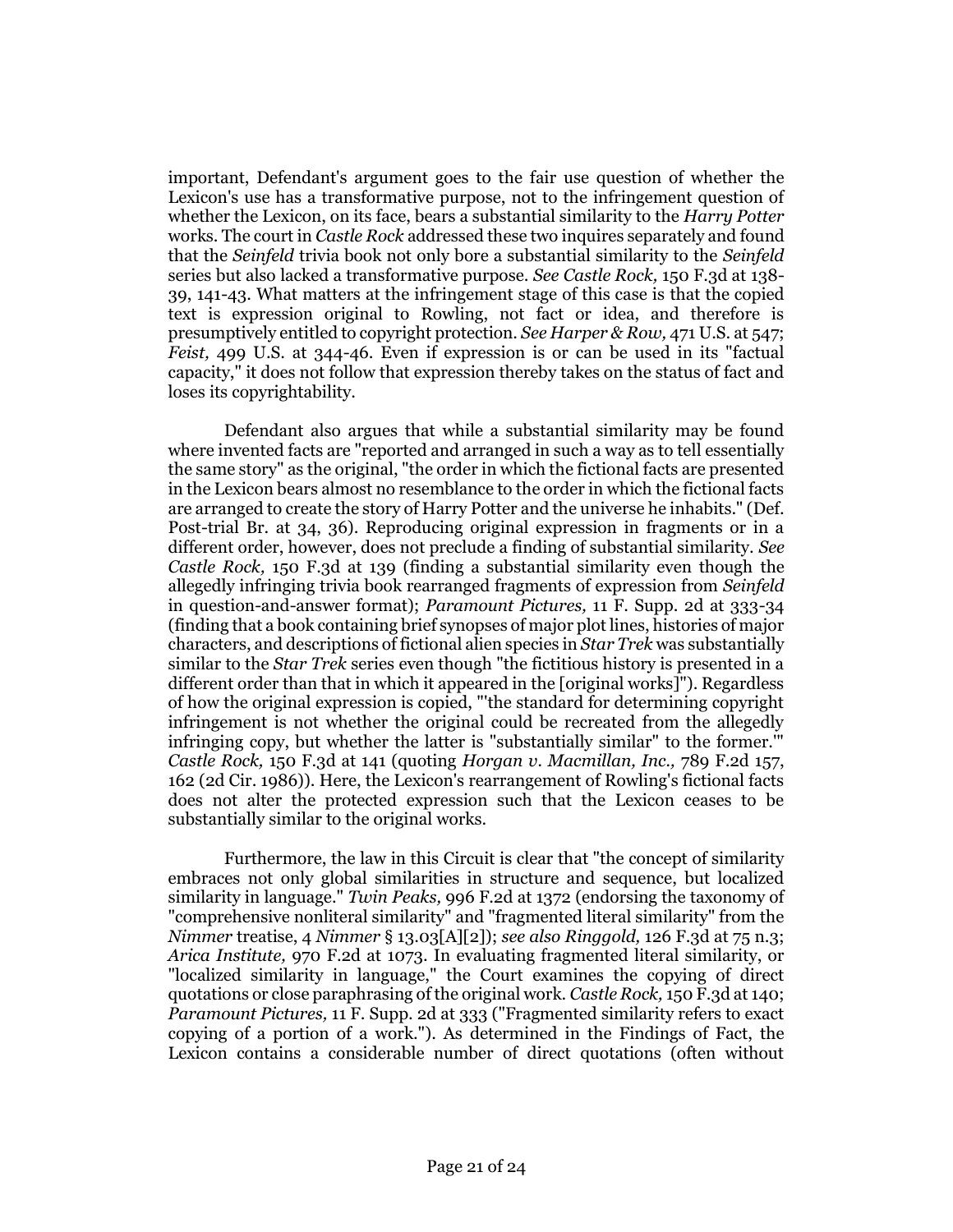important, Defendant's argument goes to the fair use question of whether the Lexicon's use has a transformative purpose, not to the infringement question of whether the Lexicon, on its face, bears a substantial similarity to the *Harry Potter* works. The court in *Castle Rock* addressed these two inquires separately and found that the *Seinfeld* trivia book not only bore a substantial similarity to the *Seinfeld* series but also lacked a transformative purpose. *See Castle Rock,* 150 F.3d at 138-39, 141-43. What matters at the infringement stage of this case is that the copied text is expression original to Rowling, not fact or idea, and therefore is presumptively entitled to copyright protection. *See Harper & Row,* 471 U.S. at 547; *Feist,* 499 U.S. at 344-46. Even if expression is or can be used in its "factual capacity," it does not follow that expression thereby takes on the status of fact and loses its copyrightability.

Defendant also argues that while a substantial similarity may be found where invented facts are "reported and arranged in such a way as to tell essentially the same story" as the original, "the order in which the fictional facts are presented in the Lexicon bears almost no resemblance to the order in which the fictional facts are arranged to create the story of Harry Potter and the universe he inhabits." (Def. Post-trial Br. at 34, 36). Reproducing original expression in fragments or in a different order, however, does not preclude a finding of substantial similarity. *See Castle Rock,* 150 F.3d at 139 (finding a substantial similarity even though the allegedly infringing trivia book rearranged fragments of expression from *Seinfeld* in question-and-answer format); *Paramount Pictures,* 11 F. Supp. 2d at 333-34 (finding that a book containing brief synopses of major plot lines, histories of major characters, and descriptions of fictional alien species in *Star Trek* was substantially similar to the *Star Trek* series even though "the fictitious history is presented in a different order than that in which it appeared in the [original works]"). Regardless of how the original expression is copied, "'the standard for determining copyright infringement is not whether the original could be recreated from the allegedly infringing copy, but whether the latter is "substantially similar" to the former.'" *Castle Rock,* 150 F.3d at 141 (quoting *Horgan v. Macmillan, Inc.,* 789 F.2d 157, 162 (2d Cir. 1986)). Here, the Lexicon's rearrangement of Rowling's fictional facts does not alter the protected expression such that the Lexicon ceases to be substantially similar to the original works.

Furthermore, the law in this Circuit is clear that "the concept of similarity embraces not only global similarities in structure and sequence, but localized similarity in language." *Twin Peaks,* 996 F.2d at 1372 (endorsing the taxonomy of "comprehensive nonliteral similarity" and "fragmented literal similarity" from the *Nimmer* treatise, 4 *Nimmer* § 13.03[A][2]); *see also Ringgold,* 126 F.3d at 75 n.3; *Arica Institute,* 970 F.2d at 1073. In evaluating fragmented literal similarity, or "localized similarity in language," the Court examines the copying of direct quotations or close paraphrasing of the original work. *Castle Rock,* 150 F.3d at 140; *Paramount Pictures,* 11 F. Supp. 2d at 333 ("Fragmented similarity refers to exact copying of a portion of a work."). As determined in the Findings of Fact, the Lexicon contains a considerable number of direct quotations (often without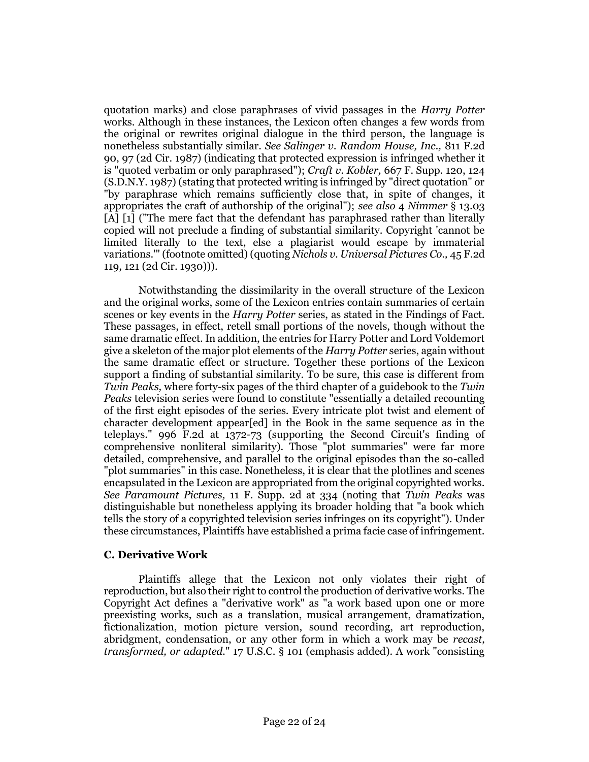quotation marks) and close paraphrases of vivid passages in the *Harry Potter* works. Although in these instances, the Lexicon often changes a few words from the original or rewrites original dialogue in the third person, the language is nonetheless substantially similar. *See Salinger v. Random House, Inc.,* 811 F.2d 90, 97 (2d Cir. 1987) (indicating that protected expression is infringed whether it is "quoted verbatim or only paraphrased"); *Craft v. Kobler,* 667 F. Supp. 120, 124 (S.D.N.Y. 1987) (stating that protected writing is infringed by "direct quotation" or "by paraphrase which remains sufficiently close that, in spite of changes, it appropriates the craft of authorship of the original"); *see also* 4 *Nimmer* § 13.03 [A] [1] ("The mere fact that the defendant has paraphrased rather than literally copied will not preclude a finding of substantial similarity. Copyright 'cannot be limited literally to the text, else a plagiarist would escape by immaterial variations.'" (footnote omitted) (quoting *Nichols v. Universal Pictures Co.,* 45 F.2d 119, 121 (2d Cir. 1930))).

Notwithstanding the dissimilarity in the overall structure of the Lexicon and the original works, some of the Lexicon entries contain summaries of certain scenes or key events in the *Harry Potter* series, as stated in the Findings of Fact. These passages, in effect, retell small portions of the novels, though without the same dramatic effect. In addition, the entries for Harry Potter and Lord Voldemort give a skeleton of the major plot elements of the *Harry Potter* series, again without the same dramatic effect or structure. Together these portions of the Lexicon support a finding of substantial similarity. To be sure, this case is different from *Twin Peaks,* where forty-six pages of the third chapter of a guidebook to the *Twin Peaks* television series were found to constitute "essentially a detailed recounting of the first eight episodes of the series. Every intricate plot twist and element of character development appear[ed] in the Book in the same sequence as in the teleplays." 996 F.2d at 1372-73 (supporting the Second Circuit's finding of comprehensive nonliteral similarity). Those "plot summaries" were far more detailed, comprehensive, and parallel to the original episodes than the so-called "plot summaries" in this case. Nonetheless, it is clear that the plotlines and scenes encapsulated in the Lexicon are appropriated from the original copyrighted works. *See Paramount Pictures,* 11 F. Supp. 2d at 334 (noting that *Twin Peaks* was distinguishable but nonetheless applying its broader holding that "a book which tells the story of a copyrighted television series infringes on its copyright"). Under these circumstances, Plaintiffs have established a prima facie case of infringement.

### C. Derivative Work

Plaintiffs allege that the Lexicon not only violates their right of reproduction, but also their right to control the production of derivative works. The Copyright Act defines a "derivative work" as "a work based upon one or more preexisting works, such as a translation, musical arrangement, dramatization, fictionalization, motion picture version, sound recording, art reproduction, abridgment, condensation, or any other form in which a work may be *recast, transformed, or adapted.*" 17 U.S.C. § 101 (emphasis added). A work "consisting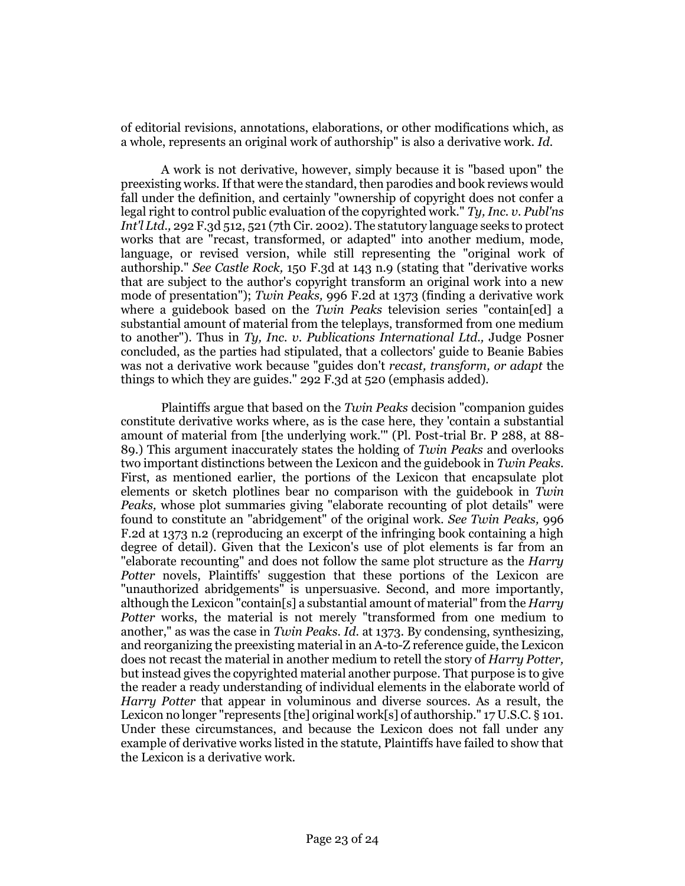of editorial revisions, annotations, elaborations, or other modifications which, as a whole, represents an original work of authorship" is also a derivative work. *Id.*

A work is not derivative, however, simply because it is "based upon" the preexisting works. If that were the standard, then parodies and book reviews would fall under the definition, and certainly "ownership of copyright does not confer a legal right to control public evaluation of the copyrighted work." *Ty, Inc. v. Publ'ns Int'l Ltd.,* 292 F.3d 512, 521 (7th Cir. 2002). The statutory language seeks to protect works that are "recast, transformed, or adapted" into another medium, mode, language, or revised version, while still representing the "original work of authorship." *See Castle Rock,* 150 F.3d at 143 n.9 (stating that "derivative works that are subject to the author's copyright transform an original work into a new mode of presentation"); *Twin Peaks,* 996 F.2d at 1373 (finding a derivative work where a guidebook based on the *Twin Peaks* television series "contain[ed] a substantial amount of material from the teleplays, transformed from one medium to another"). Thus in *Ty, Inc. v. Publications International Ltd.,* Judge Posner concluded, as the parties had stipulated, that a collectors' guide to Beanie Babies was not a derivative work because "guides don't *recast, transform, or adapt* the things to which they are guides." 292 F.3d at 520 (emphasis added).

Plaintiffs argue that based on the *Twin Peaks* decision "companion guides constitute derivative works where, as is the case here, they 'contain a substantial amount of material from [the underlying work.'" (Pl. Post-trial Br. P 288, at 88-89.) This argument inaccurately states the holding of *Twin Peaks* and overlooks two important distinctions between the Lexicon and the guidebook in *Twin Peaks.* First, as mentioned earlier, the portions of the Lexicon that encapsulate plot elements or sketch plotlines bear no comparison with the guidebook in *Twin Peaks,* whose plot summaries giving "elaborate recounting of plot details" were found to constitute an "abridgement" of the original work. *See Twin Peaks,* 996 F.2d at 1373 n.2 (reproducing an excerpt of the infringing book containing a high degree of detail). Given that the Lexicon's use of plot elements is far from an "elaborate recounting" and does not follow the same plot structure as the *Harry Potter* novels, Plaintiffs' suggestion that these portions of the Lexicon are "unauthorized abridgements" is unpersuasive. Second, and more importantly, although the Lexicon "contain[s] a substantial amount of material" from the *Harry Potter* works, the material is not merely "transformed from one medium to another," as was the case in *Twin Peaks. Id.* at 1373. By condensing, synthesizing, and reorganizing the preexisting material in an A-to-Z reference guide, the Lexicon does not recast the material in another medium to retell the story of *Harry Potter,* but instead gives the copyrighted material another purpose. That purpose is to give the reader a ready understanding of individual elements in the elaborate world of *Harry Potter* that appear in voluminous and diverse sources. As a result, the Lexicon no longer "represents [the] original work[s] of authorship." 17 U.S.C. § 101. Under these circumstances, and because the Lexicon does not fall under any example of derivative works listed in the statute, Plaintiffs have failed to show that the Lexicon is a derivative work.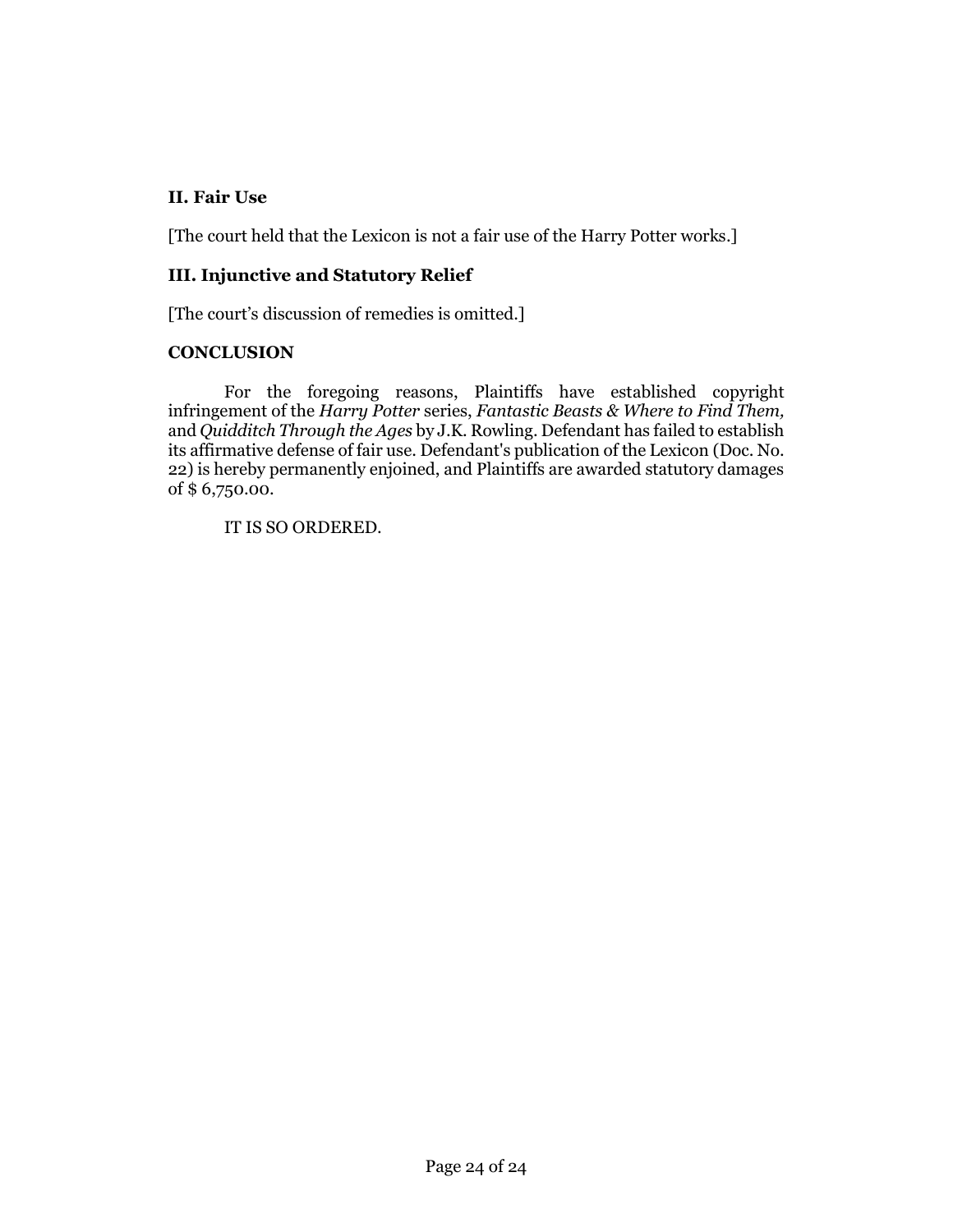### II. Fair Use

[The court held that the Lexicon is not a fair use of the Harry Potter works.]

### III. Injunctive and Statutory Relief

[The court's discussion of remedies is omitted.]

### CONCLUSION

For the foregoing reasons, Plaintiffs have established copyright infringement of the *Harry Potter* series, *Fantastic Beasts & Where to Find Them,* and *Quidditch Through the Ages* by J.K. Rowling. Defendant has failed to establish its affirmative defense of fair use. Defendant's publication of the Lexicon (Doc. No. 22) is hereby permanently enjoined, and Plaintiffs are awarded statutory damages of $ 6,750.00.

IT IS SO ORDERED.